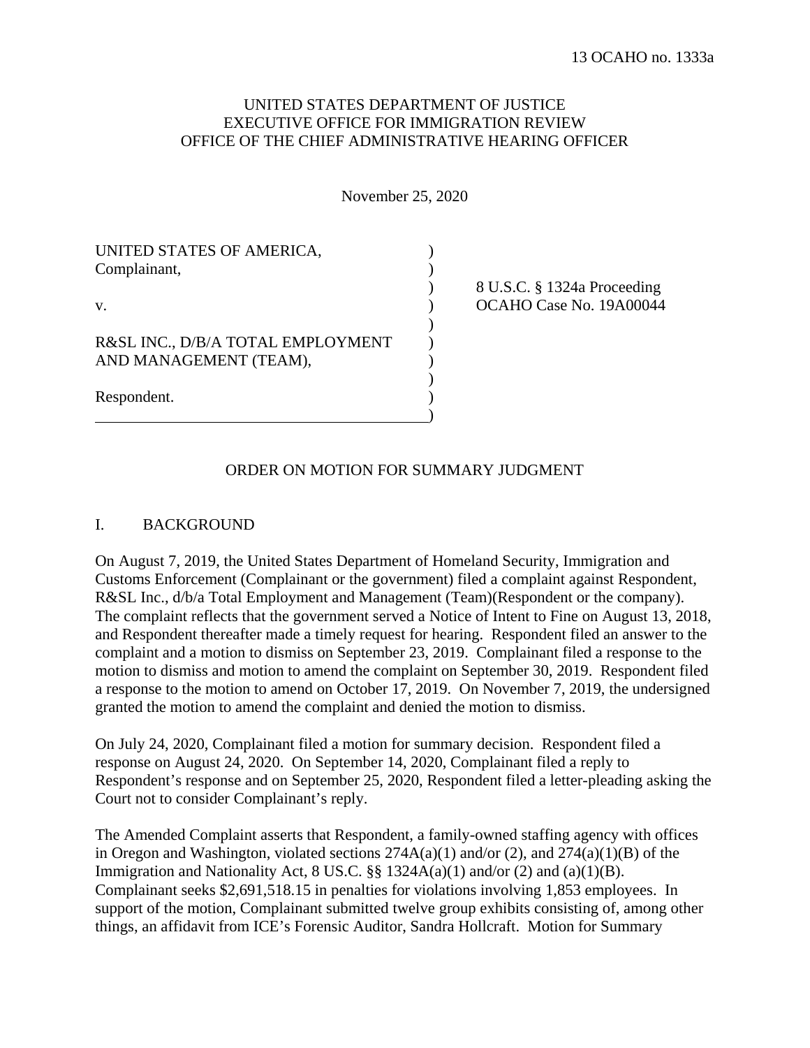13 OCAHO no. 1333a

UNITED STATES DEPARTMENT OF JUSTICE
EXECUTIVE OFFICE FOR IMMIGRATION REVIEW
OFFICE OF THE CHIEF ADMINISTRATIVE HEARING OFFICER

November 25, 2020

| | |
|---|---|
| UNITED STATES OF AMERICA, Complainant, | |
| | 8 U.S.C. § 1324a Proceeding |
| v. | OCAHO Case No. 19A00044 |
| R&SL INC., D/B/A TOTAL EMPLOYMENT AND MANAGEMENT (TEAM), | |
| Respondent. | |

## ORDER ON MOTION FOR SUMMARY JUDGMENT

### I. BACKGROUND

On August 7, 2019, the United States Department of Homeland Security, Immigration and Customs Enforcement (Complainant or the government) filed a complaint against Respondent, R&SL Inc., d/b/a Total Employment and Management (Team)(Respondent or the company). The complaint reflects that the government served a Notice of Intent to Fine on August 13, 2018, and Respondent thereafter made a timely request for hearing. Respondent filed an answer to the complaint and a motion to dismiss on September 23, 2019. Complainant filed a response to the motion to dismiss and motion to amend the complaint on September 30, 2019. Respondent filed a response to the motion to amend on October 17, 2019. On November 7, 2019, the undersigned granted the motion to amend the complaint and denied the motion to dismiss.

On July 24, 2020, Complainant filed a motion for summary decision. Respondent filed a response on August 24, 2020. On September 14, 2020, Complainant filed a reply to Respondent's response and on September 25, 2020, Respondent filed a letter-pleading asking the Court not to consider Complainant's reply.

The Amended Complaint asserts that Respondent, a family-owned staffing agency with offices in Oregon and Washington, violated sections 274A(a)(1) and/or (2), and 274(a)(1)(B) of the Immigration and Nationality Act, 8 US.C. §§ 1324A(a)(1) and/or (2) and (a)(1)(B). Complainant seeks $2,691,518.15 in penalties for violations involving 1,853 employees. In support of the motion, Complainant submitted twelve group exhibits consisting of, among other things, an affidavit from ICE's Forensic Auditor, Sandra Hollcraft. Motion for Summary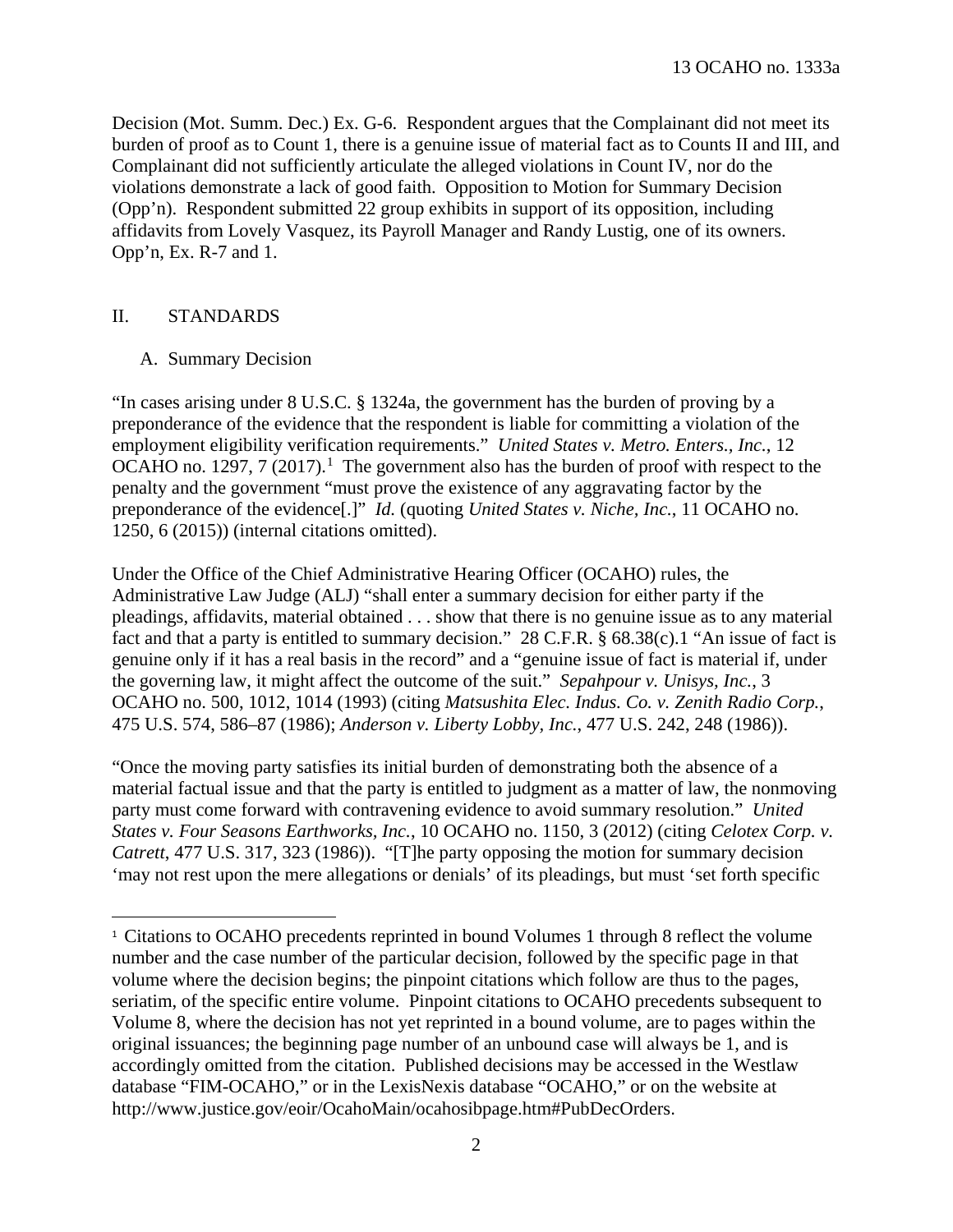Decision (Mot. Summ. Dec.) Ex. G-6. Respondent argues that the Complainant did not meet its burden of proof as to Count 1, there is a genuine issue of material fact as to Counts II and III, and Complainant did not sufficiently articulate the alleged violations in Count IV, nor do the violations demonstrate a lack of good faith. Opposition to Motion for Summary Decision (Opp'n). Respondent submitted 22 group exhibits in support of its opposition, including affidavits from Lovely Vasquez, its Payroll Manager and Randy Lustig, one of its owners. Opp'n, Ex. R-7 and 1.

## II. STANDARDS

### A. Summary Decision

"In cases arising under 8 U.S.C. § 1324a, the government has the burden of proving by a preponderance of the evidence that the respondent is liable for committing a violation of the employment eligibility verification requirements." *United States v. Metro. Enters., Inc.*, 12 OCAHO no. 1297, 7 (2017).[1] The government also has the burden of proof with respect to the penalty and the government "must prove the existence of any aggravating factor by the preponderance of the evidence[.]" *Id.* (quoting *United States v. Niche, Inc.*, 11 OCAHO no. 1250, 6 (2015)) (internal citations omitted).

Under the Office of the Chief Administrative Hearing Officer (OCAHO) rules, the Administrative Law Judge (ALJ) "shall enter a summary decision for either party if the pleadings, affidavits, material obtained . . . show that there is no genuine issue as to any material fact and that a party is entitled to summary decision." 28 C.F.R. § 68.38(c).1 "An issue of fact is genuine only if it has a real basis in the record" and a "genuine issue of fact is material if, under the governing law, it might affect the outcome of the suit." *Sepahpour v. Unisys, Inc.*, 3 OCAHO no. 500, 1012, 1014 (1993) (citing *Matsushita Elec. Indus. Co. v. Zenith Radio Corp.*, 475 U.S. 574, 586–87 (1986); *Anderson v. Liberty Lobby, Inc.*, 477 U.S. 242, 248 (1986)).

"Once the moving party satisfies its initial burden of demonstrating both the absence of a material factual issue and that the party is entitled to judgment as a matter of law, the nonmoving party must come forward with contravening evidence to avoid summary resolution." *United States v. Four Seasons Earthworks, Inc.*, 10 OCAHO no. 1150, 3 (2012) (citing *Celotex Corp. v. Catrett*, 477 U.S. 317, 323 (1986)). "[T]he party opposing the motion for summary decision 'may not rest upon the mere allegations or denials' of its pleadings, but must 'set forth specific

---

[1] Citations to OCAHO precedents reprinted in bound Volumes 1 through 8 reflect the volume number and the case number of the particular decision, followed by the specific page in that volume where the decision begins; the pinpoint citations which follow are thus to the pages, seriatim, of the specific entire volume. Pinpoint citations to OCAHO precedents subsequent to Volume 8, where the decision has not yet reprinted in a bound volume, are to pages within the original issuances; the beginning page number of an unbound case will always be 1, and is accordingly omitted from the citation. Published decisions may be accessed in the Westlaw database "FIM-OCAHO," or in the LexisNexis database "OCAHO," or on the website at http://www.justice.gov/eoir/OcahoMain/ocahosibpage.htm#PubDecOrders.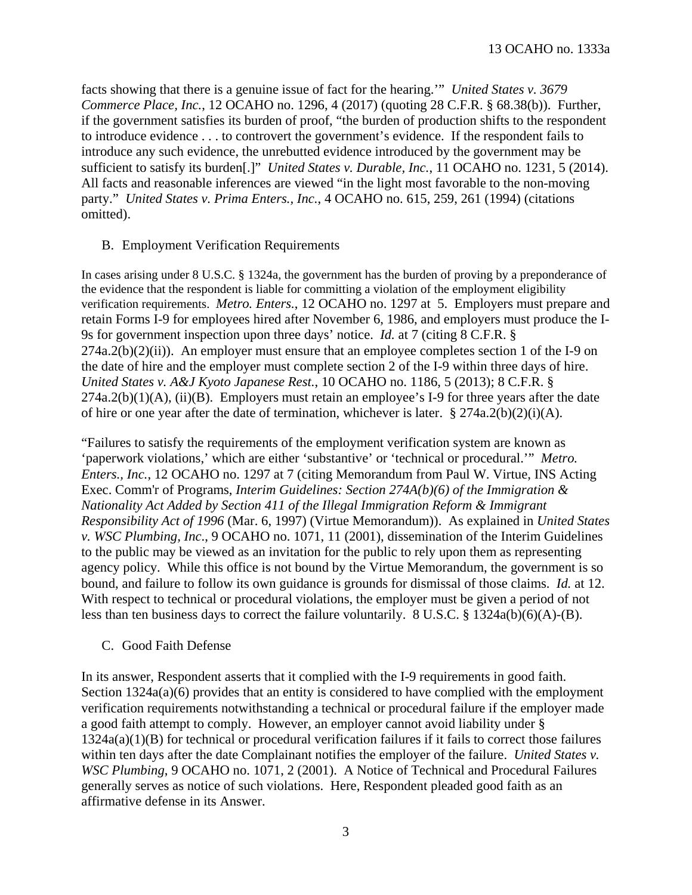facts showing that there is a genuine issue of fact for the hearing.'" *United States v. 3679 Commerce Place, Inc.*, 12 OCAHO no. 1296, 4 (2017) (quoting 28 C.F.R. § 68.38(b)). Further, if the government satisfies its burden of proof, "the burden of production shifts to the respondent to introduce evidence . . . to controvert the government's evidence. If the respondent fails to introduce any such evidence, the unrebutted evidence introduced by the government may be sufficient to satisfy its burden[.]" *United States v. Durable, Inc.*, 11 OCAHO no. 1231, 5 (2014). All facts and reasonable inferences are viewed "in the light most favorable to the non-moving party." *United States v. Prima Enters., Inc.*, 4 OCAHO no. 615, 259, 261 (1994) (citations omitted).

## B. Employment Verification Requirements

In cases arising under 8 U.S.C. § 1324a, the government has the burden of proving by a preponderance of the evidence that the respondent is liable for committing a violation of the employment eligibility verification requirements. *Metro. Enters.*, 12 OCAHO no. 1297 at 5. Employers must prepare and retain Forms I-9 for employees hired after November 6, 1986, and employers must produce the I-9s for government inspection upon three days' notice. *Id.* at 7 (citing 8 C.F.R. § 274a.2(b)(2)(ii)). An employer must ensure that an employee completes section 1 of the I-9 on the date of hire and the employer must complete section 2 of the I-9 within three days of hire. *United States v. A&J Kyoto Japanese Rest.*, 10 OCAHO no. 1186, 5 (2013); 8 C.F.R. § 274a.2(b)(1)(A), (ii)(B). Employers must retain an employee's I-9 for three years after the date of hire or one year after the date of termination, whichever is later. § 274a.2(b)(2)(i)(A).

"Failures to satisfy the requirements of the employment verification system are known as 'paperwork violations,' which are either 'substantive' or 'technical or procedural.'" *Metro. Enters., Inc.*, 12 OCAHO no. 1297 at 7 (citing Memorandum from Paul W. Virtue, INS Acting Exec. Comm'r of Programs, *Interim Guidelines: Section 274A(b)(6) of the Immigration & Nationality Act Added by Section 411 of the Illegal Immigration Reform & Immigrant Responsibility Act of 1996* (Mar. 6, 1997) (Virtue Memorandum)). As explained in *United States v. WSC Plumbing, Inc.*, 9 OCAHO no. 1071, 11 (2001), dissemination of the Interim Guidelines to the public may be viewed as an invitation for the public to rely upon them as representing agency policy. While this office is not bound by the Virtue Memorandum, the government is so bound, and failure to follow its own guidance is grounds for dismissal of those claims. *Id.* at 12. With respect to technical or procedural violations, the employer must be given a period of not less than ten business days to correct the failure voluntarily. 8 U.S.C. § 1324a(b)(6)(A)-(B).

## C. Good Faith Defense

In its answer, Respondent asserts that it complied with the I-9 requirements in good faith. Section 1324a(a)(6) provides that an entity is considered to have complied with the employment verification requirements notwithstanding a technical or procedural failure if the employer made a good faith attempt to comply. However, an employer cannot avoid liability under § 1324a(a)(1)(B) for technical or procedural verification failures if it fails to correct those failures within ten days after the date Complainant notifies the employer of the failure. *United States v. WSC Plumbing*, 9 OCAHO no. 1071, 2 (2001). A Notice of Technical and Procedural Failures generally serves as notice of such violations. Here, Respondent pleaded good faith as an affirmative defense in its Answer.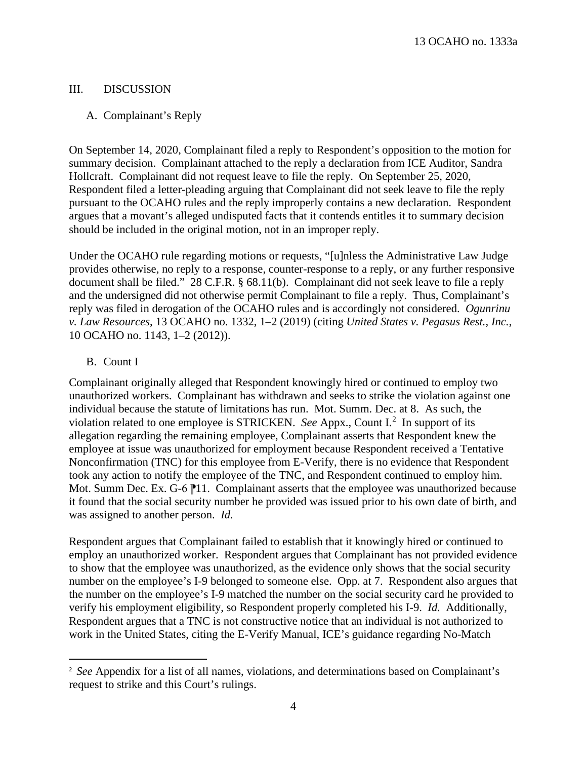## III. DISCUSSION

### A. Complainant's Reply

On September 14, 2020, Complainant filed a reply to Respondent's opposition to the motion for summary decision. Complainant attached to the reply a declaration from ICE Auditor, Sandra Hollcraft. Complainant did not request leave to file the reply. On September 25, 2020, Respondent filed a letter-pleading arguing that Complainant did not seek leave to file the reply pursuant to the OCAHO rules and the reply improperly contains a new declaration. Respondent argues that a movant's alleged undisputed facts that it contends entitles it to summary decision should be included in the original motion, not in an improper reply.

Under the OCAHO rule regarding motions or requests, "[u]nless the Administrative Law Judge provides otherwise, no reply to a response, counter-response to a reply, or any further responsive document shall be filed." 28 C.F.R. § 68.11(b). Complainant did not seek leave to file a reply and the undersigned did not otherwise permit Complainant to file a reply. Thus, Complainant's reply was filed in derogation of the OCAHO rules and is accordingly not considered. *Ogunrinu v. Law Resources*, 13 OCAHO no. 1332, 1–2 (2019) (citing *United States v. Pegasus Rest., Inc.*, 10 OCAHO no. 1143, 1–2 (2012)).

### B. Count I

Complainant originally alleged that Respondent knowingly hired or continued to employ two unauthorized workers. Complainant has withdrawn and seeks to strike the violation against one individual because the statute of limitations has run. Mot. Summ. Dec. at 8. As such, the violation related to one employee is STRICKEN. *See* Appx., Count I.[2] In support of its allegation regarding the remaining employee, Complainant asserts that Respondent knew the employee at issue was unauthorized for employment because Respondent received a Tentative Nonconfirmation (TNC) for this employee from E-Verify, there is no evidence that Respondent took any action to notify the employee of the TNC, and Respondent continued to employ him. Mot. Summ Dec. Ex. G-6 ⁋11. Complainant asserts that the employee was unauthorized because it found that the social security number he provided was issued prior to his own date of birth, and was assigned to another person. *Id.*

Respondent argues that Complainant failed to establish that it knowingly hired or continued to employ an unauthorized worker. Respondent argues that Complainant has not provided evidence to show that the employee was unauthorized, as the evidence only shows that the social security number on the employee's I-9 belonged to someone else. Opp. at 7. Respondent also argues that the number on the employee's I-9 matched the number on the social security card he provided to verify his employment eligibility, so Respondent properly completed his I-9. *Id.* Additionally, Respondent argues that a TNC is not constructive notice that an individual is not authorized to work in the United States, citing the E-Verify Manual, ICE's guidance regarding No-Match

---

[2] *See* Appendix for a list of all names, violations, and determinations based on Complainant's request to strike and this Court's rulings.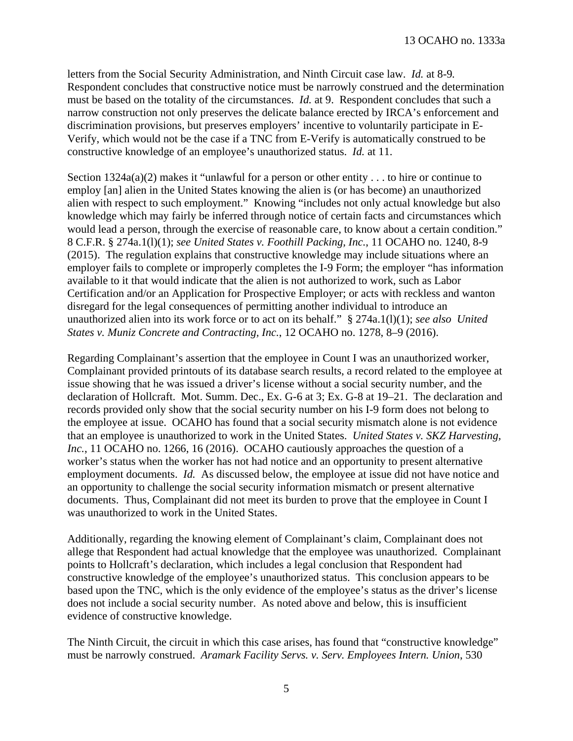letters from the Social Security Administration, and Ninth Circuit case law. *Id.* at 8-9. Respondent concludes that constructive notice must be narrowly construed and the determination must be based on the totality of the circumstances. *Id.* at 9. Respondent concludes that such a narrow construction not only preserves the delicate balance erected by IRCA's enforcement and discrimination provisions, but preserves employers' incentive to voluntarily participate in E-Verify, which would not be the case if a TNC from E-Verify is automatically construed to be constructive knowledge of an employee's unauthorized status. *Id.* at 11.

Section 1324a(a)(2) makes it "unlawful for a person or other entity . . . to hire or continue to employ [an] alien in the United States knowing the alien is (or has become) an unauthorized alien with respect to such employment." Knowing "includes not only actual knowledge but also knowledge which may fairly be inferred through notice of certain facts and circumstances which would lead a person, through the exercise of reasonable care, to know about a certain condition." 8 C.F.R. § 274a.1(l)(1); *see United States v. Foothill Packing, Inc.*, 11 OCAHO no. 1240, 8-9 (2015). The regulation explains that constructive knowledge may include situations where an employer fails to complete or improperly completes the I-9 Form; the employer "has information available to it that would indicate that the alien is not authorized to work, such as Labor Certification and/or an Application for Prospective Employer; or acts with reckless and wanton disregard for the legal consequences of permitting another individual to introduce an unauthorized alien into its work force or to act on its behalf." § 274a.1(l)(1); *see also United States v. Muniz Concrete and Contracting, Inc.*, 12 OCAHO no. 1278, 8–9 (2016).

Regarding Complainant's assertion that the employee in Count I was an unauthorized worker, Complainant provided printouts of its database search results, a record related to the employee at issue showing that he was issued a driver's license without a social security number, and the declaration of Hollcraft. Mot. Summ. Dec., Ex. G-6 at 3; Ex. G-8 at 19–21. The declaration and records provided only show that the social security number on his I-9 form does not belong to the employee at issue. OCAHO has found that a social security mismatch alone is not evidence that an employee is unauthorized to work in the United States. *United States v. SKZ Harvesting, Inc.*, 11 OCAHO no. 1266, 16 (2016). OCAHO cautiously approaches the question of a worker's status when the worker has not had notice and an opportunity to present alternative employment documents. *Id.* As discussed below, the employee at issue did not have notice and an opportunity to challenge the social security information mismatch or present alternative documents. Thus, Complainant did not meet its burden to prove that the employee in Count I was unauthorized to work in the United States.

Additionally, regarding the knowing element of Complainant's claim, Complainant does not allege that Respondent had actual knowledge that the employee was unauthorized. Complainant points to Hollcraft's declaration, which includes a legal conclusion that Respondent had constructive knowledge of the employee's unauthorized status. This conclusion appears to be based upon the TNC, which is the only evidence of the employee's status as the driver's license does not include a social security number. As noted above and below, this is insufficient evidence of constructive knowledge.

The Ninth Circuit, the circuit in which this case arises, has found that "constructive knowledge" must be narrowly construed. *Aramark Facility Servs. v. Serv. Employees Intern. Union*, 530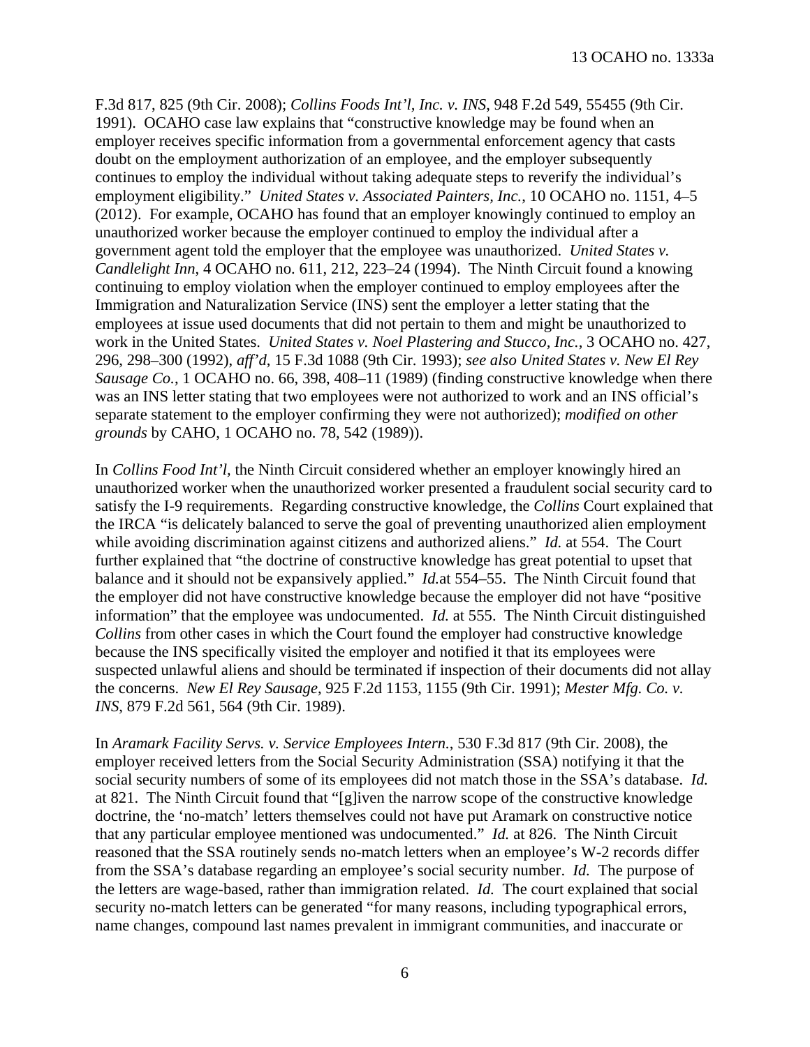F.3d 817, 825 (9th Cir. 2008); *Collins Foods Int'l, Inc. v. INS*, 948 F.2d 549, 55455 (9th Cir. 1991). OCAHO case law explains that "constructive knowledge may be found when an employer receives specific information from a governmental enforcement agency that casts doubt on the employment authorization of an employee, and the employer subsequently continues to employ the individual without taking adequate steps to reverify the individual's employment eligibility." *United States v. Associated Painters, Inc.*, 10 OCAHO no. 1151, 4–5 (2012). For example, OCAHO has found that an employer knowingly continued to employ an unauthorized worker because the employer continued to employ the individual after a government agent told the employer that the employee was unauthorized. *United States v. Candlelight Inn*, 4 OCAHO no. 611, 212, 223–24 (1994). The Ninth Circuit found a knowing continuing to employ violation when the employer continued to employ employees after the Immigration and Naturalization Service (INS) sent the employer a letter stating that the employees at issue used documents that did not pertain to them and might be unauthorized to work in the United States. *United States v. Noel Plastering and Stucco, Inc.*, 3 OCAHO no. 427, 296, 298–300 (1992), *aff'd*, 15 F.3d 1088 (9th Cir. 1993); *see also United States v. New El Rey Sausage Co.*, 1 OCAHO no. 66, 398, 408–11 (1989) (finding constructive knowledge when there was an INS letter stating that two employees were not authorized to work and an INS official's separate statement to the employer confirming they were not authorized); *modified on other grounds* by CAHO, 1 OCAHO no. 78, 542 (1989)).

In *Collins Food Int'l*, the Ninth Circuit considered whether an employer knowingly hired an unauthorized worker when the unauthorized worker presented a fraudulent social security card to satisfy the I-9 requirements. Regarding constructive knowledge, the *Collins* Court explained that the IRCA "is delicately balanced to serve the goal of preventing unauthorized alien employment while avoiding discrimination against citizens and authorized aliens." *Id.* at 554. The Court further explained that "the doctrine of constructive knowledge has great potential to upset that balance and it should not be expansively applied." *Id.*at 554–55. The Ninth Circuit found that the employer did not have constructive knowledge because the employer did not have "positive information" that the employee was undocumented. *Id.* at 555. The Ninth Circuit distinguished *Collins* from other cases in which the Court found the employer had constructive knowledge because the INS specifically visited the employer and notified it that its employees were suspected unlawful aliens and should be terminated if inspection of their documents did not allay the concerns. *New El Rey Sausage*, 925 F.2d 1153, 1155 (9th Cir. 1991); *Mester Mfg. Co. v. INS*, 879 F.2d 561, 564 (9th Cir. 1989).

In *Aramark Facility Servs. v. Service Employees Intern.*, 530 F.3d 817 (9th Cir. 2008), the employer received letters from the Social Security Administration (SSA) notifying it that the social security numbers of some of its employees did not match those in the SSA's database. *Id.* at 821. The Ninth Circuit found that "[g]iven the narrow scope of the constructive knowledge doctrine, the 'no-match' letters themselves could not have put Aramark on constructive notice that any particular employee mentioned was undocumented." *Id.* at 826. The Ninth Circuit reasoned that the SSA routinely sends no-match letters when an employee's W-2 records differ from the SSA's database regarding an employee's social security number. *Id.* The purpose of the letters are wage-based, rather than immigration related. *Id.* The court explained that social security no-match letters can be generated "for many reasons, including typographical errors, name changes, compound last names prevalent in immigrant communities, and inaccurate or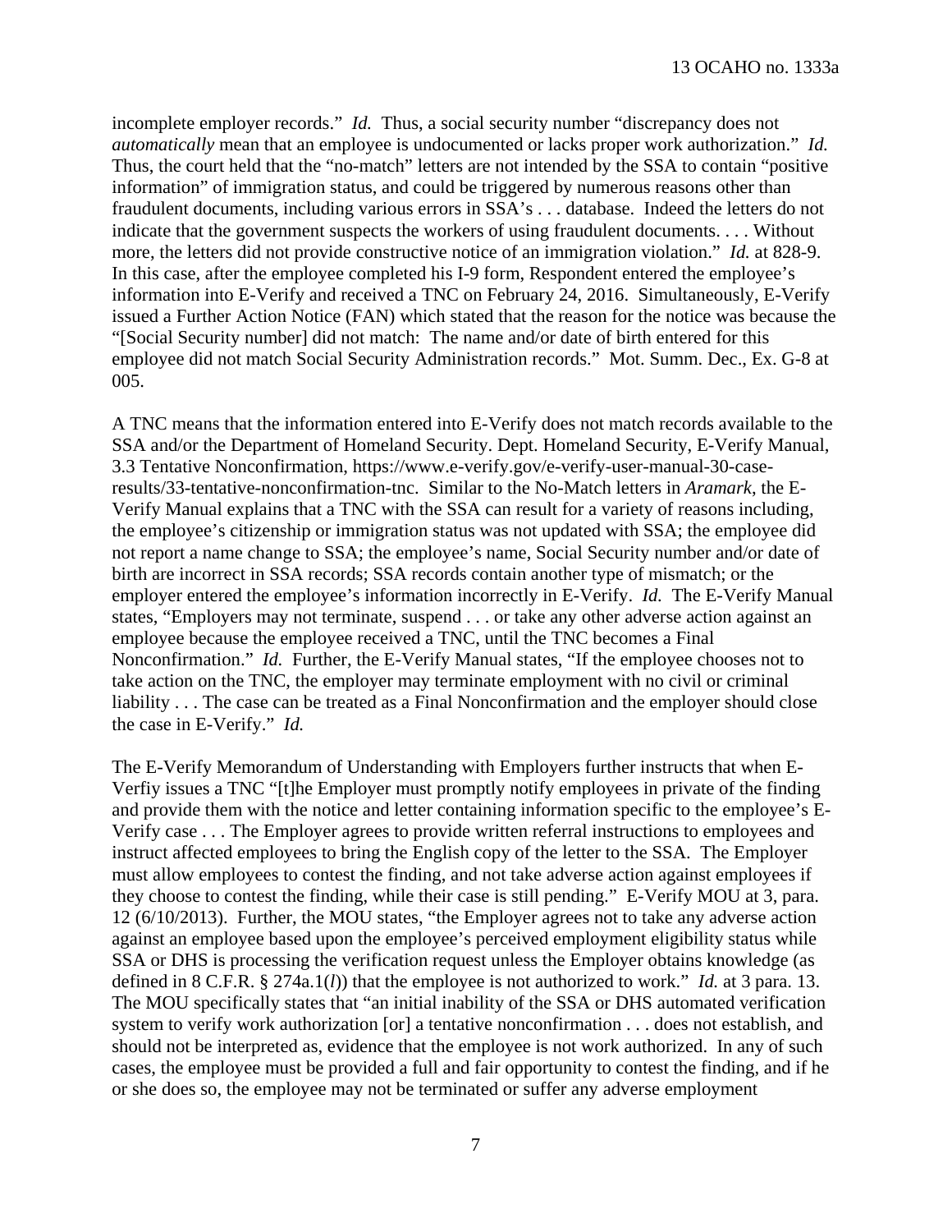incomplete employer records." *Id.* Thus, a social security number "discrepancy does not *automatically* mean that an employee is undocumented or lacks proper work authorization." *Id.* Thus, the court held that the "no-match" letters are not intended by the SSA to contain "positive information" of immigration status, and could be triggered by numerous reasons other than fraudulent documents, including various errors in SSA's . . . database. Indeed the letters do not indicate that the government suspects the workers of using fraudulent documents. . . . Without more, the letters did not provide constructive notice of an immigration violation." *Id.* at 828-9. In this case, after the employee completed his I-9 form, Respondent entered the employee's information into E-Verify and received a TNC on February 24, 2016. Simultaneously, E-Verify issued a Further Action Notice (FAN) which stated that the reason for the notice was because the "[Social Security number] did not match: The name and/or date of birth entered for this employee did not match Social Security Administration records." Mot. Summ. Dec., Ex. G-8 at 005.

A TNC means that the information entered into E-Verify does not match records available to the SSA and/or the Department of Homeland Security. Dept. Homeland Security, E-Verify Manual, 3.3 Tentative Nonconfirmation, https://www.e-verify.gov/e-verify-user-manual-30-case-results/33-tentative-nonconfirmation-tnc. Similar to the No-Match letters in *Aramark*, the E-Verify Manual explains that a TNC with the SSA can result for a variety of reasons including, the employee's citizenship or immigration status was not updated with SSA; the employee did not report a name change to SSA; the employee's name, Social Security number and/or date of birth are incorrect in SSA records; SSA records contain another type of mismatch; or the employer entered the employee's information incorrectly in E-Verify. *Id.* The E-Verify Manual states, "Employers may not terminate, suspend . . . or take any other adverse action against an employee because the employee received a TNC, until the TNC becomes a Final Nonconfirmation." *Id.* Further, the E-Verify Manual states, "If the employee chooses not to take action on the TNC, the employer may terminate employment with no civil or criminal liability . . . The case can be treated as a Final Nonconfirmation and the employer should close the case in E-Verify." *Id.*

The E-Verify Memorandum of Understanding with Employers further instructs that when E-Verfiy issues a TNC "[t]he Employer must promptly notify employees in private of the finding and provide them with the notice and letter containing information specific to the employee's E-Verify case . . . The Employer agrees to provide written referral instructions to employees and instruct affected employees to bring the English copy of the letter to the SSA. The Employer must allow employees to contest the finding, and not take adverse action against employees if they choose to contest the finding, while their case is still pending." E-Verify MOU at 3, para. 12 (6/10/2013). Further, the MOU states, "the Employer agrees not to take any adverse action against an employee based upon the employee's perceived employment eligibility status while SSA or DHS is processing the verification request unless the Employer obtains knowledge (as defined in 8 C.F.R. § 274a.1(*l*)) that the employee is not authorized to work." *Id.* at 3 para. 13. The MOU specifically states that "an initial inability of the SSA or DHS automated verification system to verify work authorization [or] a tentative nonconfirmation . . . does not establish, and should not be interpreted as, evidence that the employee is not work authorized. In any of such cases, the employee must be provided a full and fair opportunity to contest the finding, and if he or she does so, the employee may not be terminated or suffer any adverse employment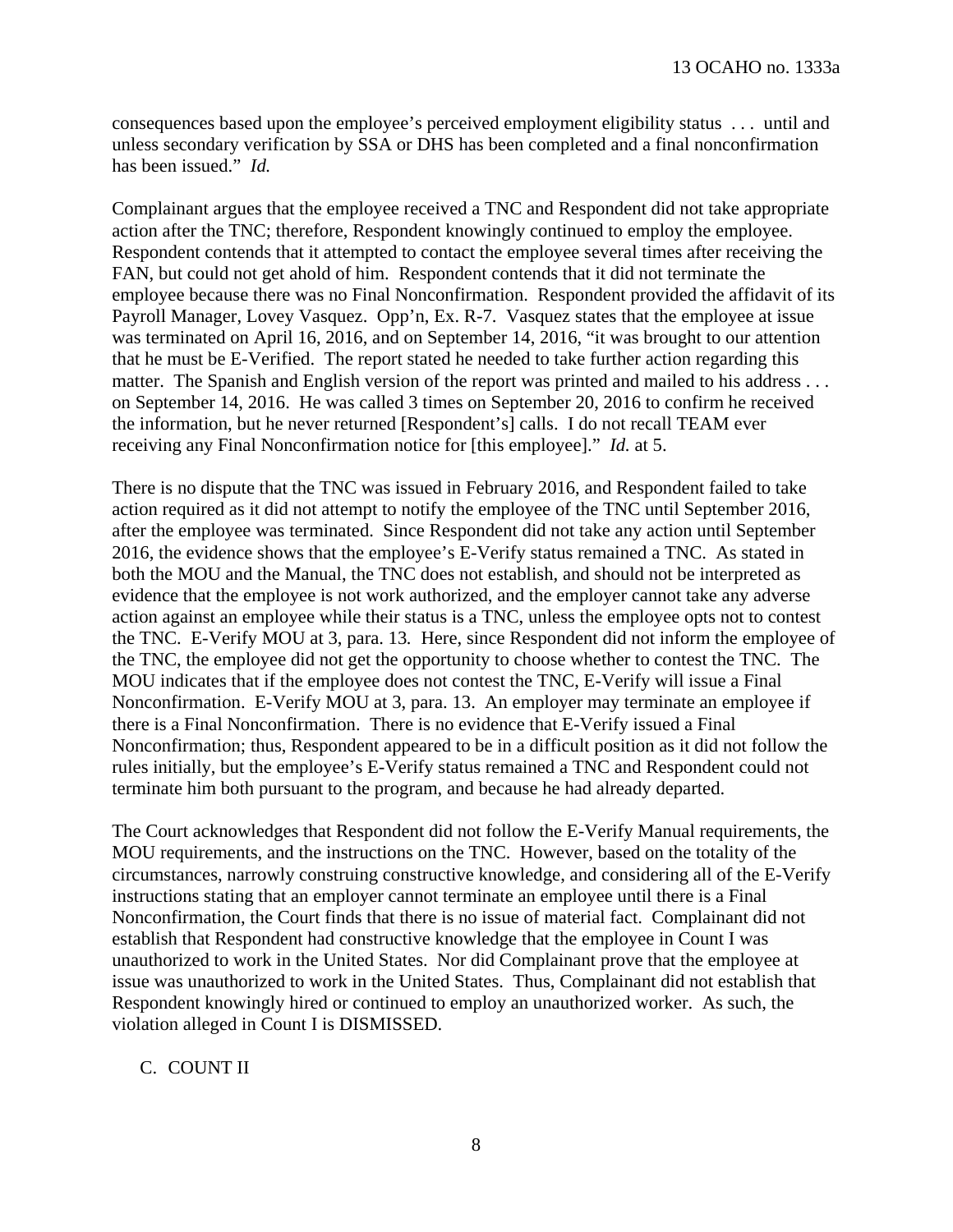consequences based upon the employee's perceived employment eligibility status . . . until and unless secondary verification by SSA or DHS has been completed and a final nonconfirmation has been issued." *Id.*

Complainant argues that the employee received a TNC and Respondent did not take appropriate action after the TNC; therefore, Respondent knowingly continued to employ the employee. Respondent contends that it attempted to contact the employee several times after receiving the FAN, but could not get ahold of him. Respondent contends that it did not terminate the employee because there was no Final Nonconfirmation. Respondent provided the affidavit of its Payroll Manager, Lovey Vasquez. Opp'n, Ex. R-7. Vasquez states that the employee at issue was terminated on April 16, 2016, and on September 14, 2016, "it was brought to our attention that he must be E-Verified. The report stated he needed to take further action regarding this matter. The Spanish and English version of the report was printed and mailed to his address . . . on September 14, 2016. He was called 3 times on September 20, 2016 to confirm he received the information, but he never returned [Respondent's] calls. I do not recall TEAM ever receiving any Final Nonconfirmation notice for [this employee]." *Id.* at 5.

There is no dispute that the TNC was issued in February 2016, and Respondent failed to take action required as it did not attempt to notify the employee of the TNC until September 2016, after the employee was terminated. Since Respondent did not take any action until September 2016, the evidence shows that the employee's E-Verify status remained a TNC. As stated in both the MOU and the Manual, the TNC does not establish, and should not be interpreted as evidence that the employee is not work authorized, and the employer cannot take any adverse action against an employee while their status is a TNC, unless the employee opts not to contest the TNC. E-Verify MOU at 3, para. 13*.* Here, since Respondent did not inform the employee of the TNC, the employee did not get the opportunity to choose whether to contest the TNC. The MOU indicates that if the employee does not contest the TNC, E-Verify will issue a Final Nonconfirmation. E-Verify MOU at 3, para. 13. An employer may terminate an employee if there is a Final Nonconfirmation. There is no evidence that E-Verify issued a Final Nonconfirmation; thus, Respondent appeared to be in a difficult position as it did not follow the rules initially, but the employee's E-Verify status remained a TNC and Respondent could not terminate him both pursuant to the program, and because he had already departed.

The Court acknowledges that Respondent did not follow the E-Verify Manual requirements, the MOU requirements, and the instructions on the TNC. However, based on the totality of the circumstances, narrowly construing constructive knowledge, and considering all of the E-Verify instructions stating that an employer cannot terminate an employee until there is a Final Nonconfirmation, the Court finds that there is no issue of material fact. Complainant did not establish that Respondent had constructive knowledge that the employee in Count I was unauthorized to work in the United States. Nor did Complainant prove that the employee at issue was unauthorized to work in the United States. Thus, Complainant did not establish that Respondent knowingly hired or continued to employ an unauthorized worker. As such, the violation alleged in Count I is DISMISSED.

### C. COUNT II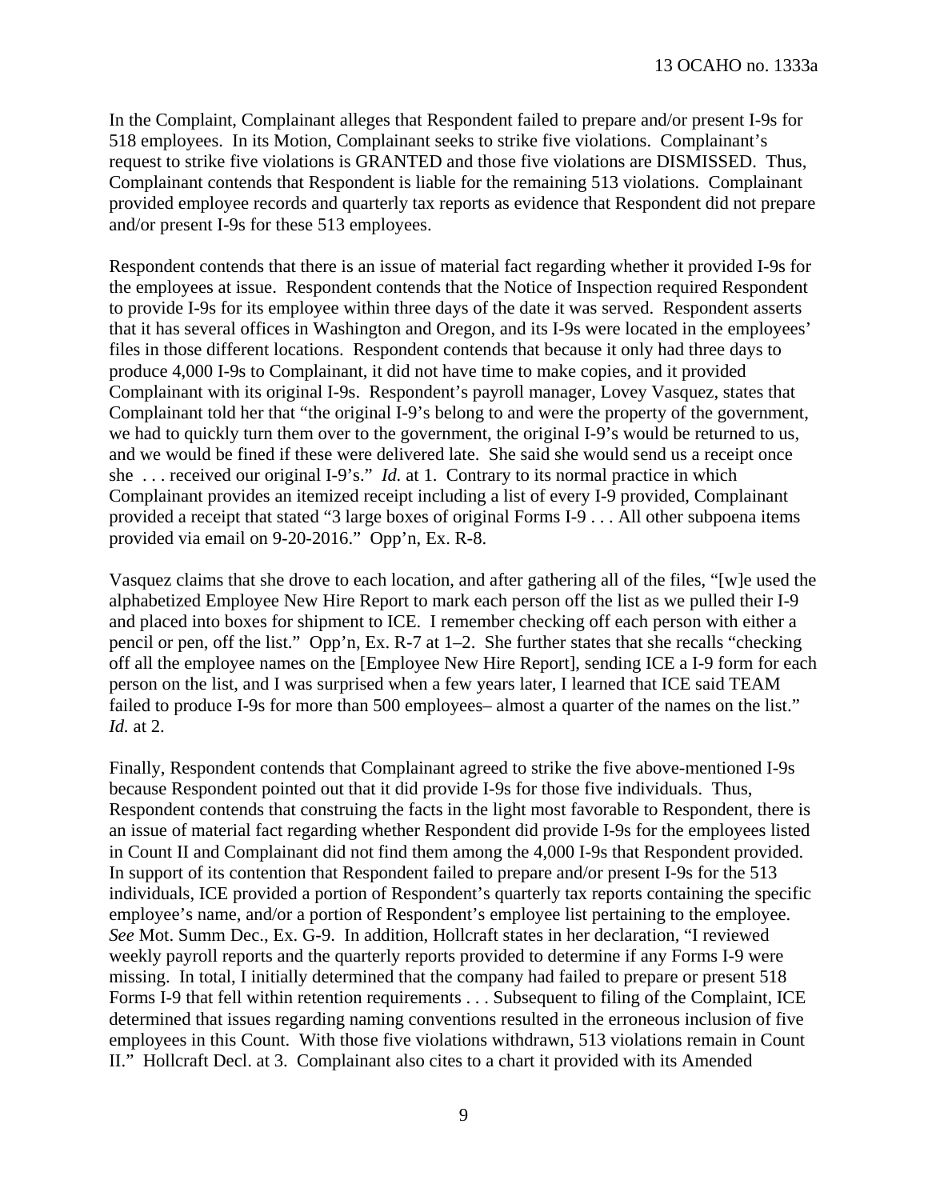In the Complaint, Complainant alleges that Respondent failed to prepare and/or present I-9s for 518 employees. In its Motion, Complainant seeks to strike five violations. Complainant's request to strike five violations is GRANTED and those five violations are DISMISSED. Thus, Complainant contends that Respondent is liable for the remaining 513 violations. Complainant provided employee records and quarterly tax reports as evidence that Respondent did not prepare and/or present I-9s for these 513 employees.

Respondent contends that there is an issue of material fact regarding whether it provided I-9s for the employees at issue. Respondent contends that the Notice of Inspection required Respondent to provide I-9s for its employee within three days of the date it was served. Respondent asserts that it has several offices in Washington and Oregon, and its I-9s were located in the employees' files in those different locations. Respondent contends that because it only had three days to produce 4,000 I-9s to Complainant, it did not have time to make copies, and it provided Complainant with its original I-9s. Respondent's payroll manager, Lovey Vasquez, states that Complainant told her that "the original I-9's belong to and were the property of the government, we had to quickly turn them over to the government, the original I-9's would be returned to us, and we would be fined if these were delivered late. She said she would send us a receipt once she . . . received our original I-9's." *Id.* at 1. Contrary to its normal practice in which Complainant provides an itemized receipt including a list of every I-9 provided, Complainant provided a receipt that stated "3 large boxes of original Forms I-9 . . . All other subpoena items provided via email on 9-20-2016." Opp'n, Ex. R-8.

Vasquez claims that she drove to each location, and after gathering all of the files, "[w]e used the alphabetized Employee New Hire Report to mark each person off the list as we pulled their I-9 and placed into boxes for shipment to ICE. I remember checking off each person with either a pencil or pen, off the list." Opp'n, Ex. R-7 at 1–2. She further states that she recalls "checking off all the employee names on the [Employee New Hire Report], sending ICE a I-9 form for each person on the list, and I was surprised when a few years later, I learned that ICE said TEAM failed to produce I-9s for more than 500 employees– almost a quarter of the names on the list." *Id.* at 2.

Finally, Respondent contends that Complainant agreed to strike the five above-mentioned I-9s because Respondent pointed out that it did provide I-9s for those five individuals. Thus, Respondent contends that construing the facts in the light most favorable to Respondent, there is an issue of material fact regarding whether Respondent did provide I-9s for the employees listed in Count II and Complainant did not find them among the 4,000 I-9s that Respondent provided. In support of its contention that Respondent failed to prepare and/or present I-9s for the 513 individuals, ICE provided a portion of Respondent's quarterly tax reports containing the specific employee's name, and/or a portion of Respondent's employee list pertaining to the employee. *See* Mot. Summ Dec., Ex. G-9. In addition, Hollcraft states in her declaration, "I reviewed weekly payroll reports and the quarterly reports provided to determine if any Forms I-9 were missing. In total, I initially determined that the company had failed to prepare or present 518 Forms I-9 that fell within retention requirements . . . Subsequent to filing of the Complaint, ICE determined that issues regarding naming conventions resulted in the erroneous inclusion of five employees in this Count. With those five violations withdrawn, 513 violations remain in Count II." Hollcraft Decl. at 3. Complainant also cites to a chart it provided with its Amended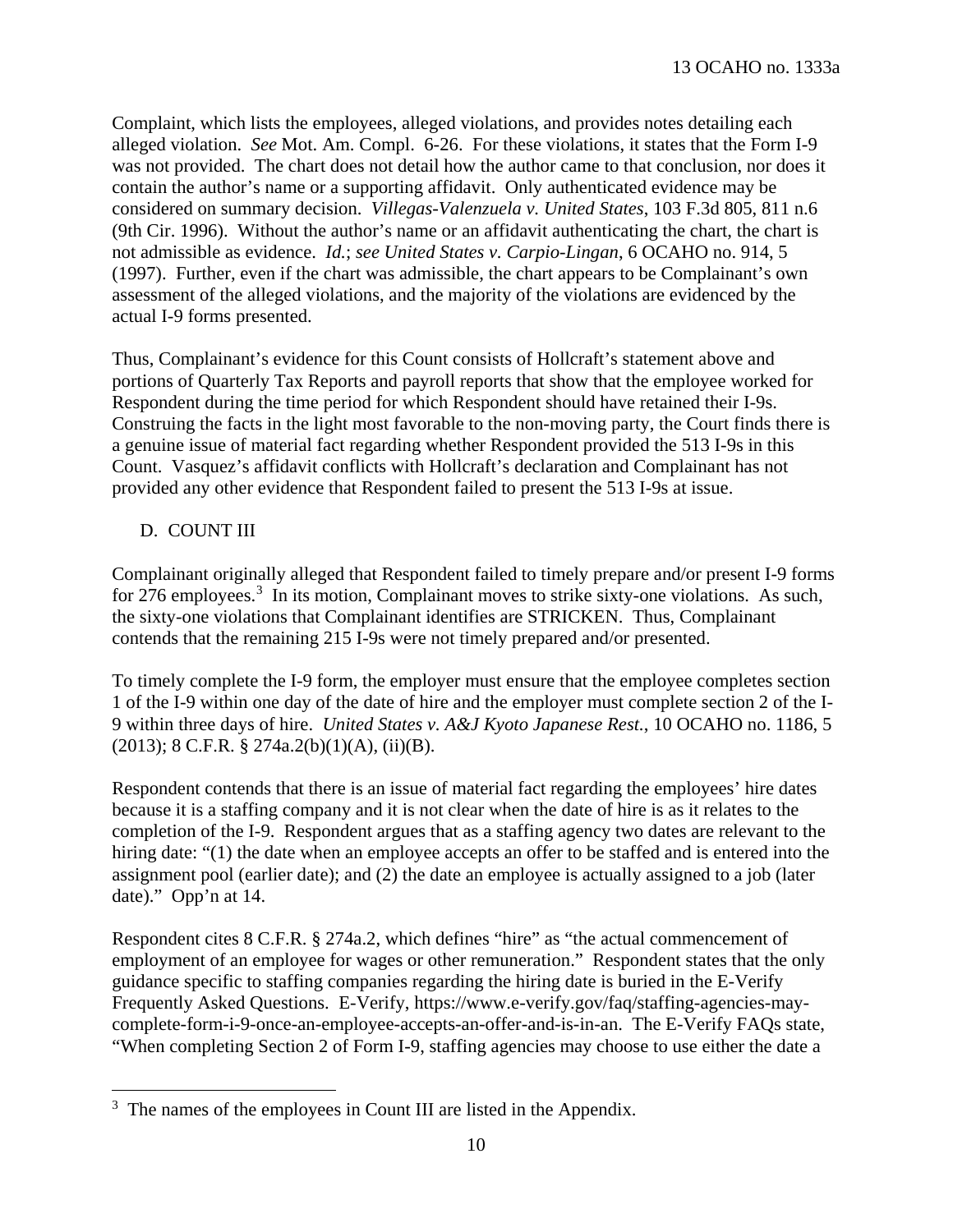Complaint, which lists the employees, alleged violations, and provides notes detailing each alleged violation. *See* Mot. Am. Compl. 6-26. For these violations, it states that the Form I-9 was not provided. The chart does not detail how the author came to that conclusion, nor does it contain the author's name or a supporting affidavit. Only authenticated evidence may be considered on summary decision. *Villegas-Valenzuela v. United States*, 103 F.3d 805, 811 n.6 (9th Cir. 1996). Without the author's name or an affidavit authenticating the chart, the chart is not admissible as evidence. *Id.*; *see United States v. Carpio-Lingan*, 6 OCAHO no. 914, 5 (1997). Further, even if the chart was admissible, the chart appears to be Complainant's own assessment of the alleged violations, and the majority of the violations are evidenced by the actual I-9 forms presented.

Thus, Complainant's evidence for this Count consists of Hollcraft's statement above and portions of Quarterly Tax Reports and payroll reports that show that the employee worked for Respondent during the time period for which Respondent should have retained their I-9s. Construing the facts in the light most favorable to the non-moving party, the Court finds there is a genuine issue of material fact regarding whether Respondent provided the 513 I-9s in this Count. Vasquez's affidavit conflicts with Hollcraft's declaration and Complainant has not provided any other evidence that Respondent failed to present the 513 I-9s at issue.

### D. COUNT III

Complainant originally alleged that Respondent failed to timely prepare and/or present I-9 forms for 276 employees.[3] In its motion, Complainant moves to strike sixty-one violations. As such, the sixty-one violations that Complainant identifies are STRICKEN. Thus, Complainant contends that the remaining 215 I-9s were not timely prepared and/or presented.

To timely complete the I-9 form, the employer must ensure that the employee completes section 1 of the I-9 within one day of the date of hire and the employer must complete section 2 of the I-9 within three days of hire. *United States v. A&J Kyoto Japanese Rest.*, 10 OCAHO no. 1186, 5 (2013); 8 C.F.R. § 274a.2(b)(1)(A), (ii)(B).

Respondent contends that there is an issue of material fact regarding the employees' hire dates because it is a staffing company and it is not clear when the date of hire is as it relates to the completion of the I-9. Respondent argues that as a staffing agency two dates are relevant to the hiring date: "(1) the date when an employee accepts an offer to be staffed and is entered into the assignment pool (earlier date); and (2) the date an employee is actually assigned to a job (later date)." Opp'n at 14.

Respondent cites 8 C.F.R. § 274a.2, which defines "hire" as "the actual commencement of employment of an employee for wages or other remuneration." Respondent states that the only guidance specific to staffing companies regarding the hiring date is buried in the E-Verify Frequently Asked Questions. E-Verify, https://www.e-verify.gov/faq/staffing-agencies-may-complete-form-i-9-once-an-employee-accepts-an-offer-and-is-in-an. The E-Verify FAQs state, "When completing Section 2 of Form I-9, staffing agencies may choose to use either the date a

[3] The names of the employees in Count III are listed in the Appendix.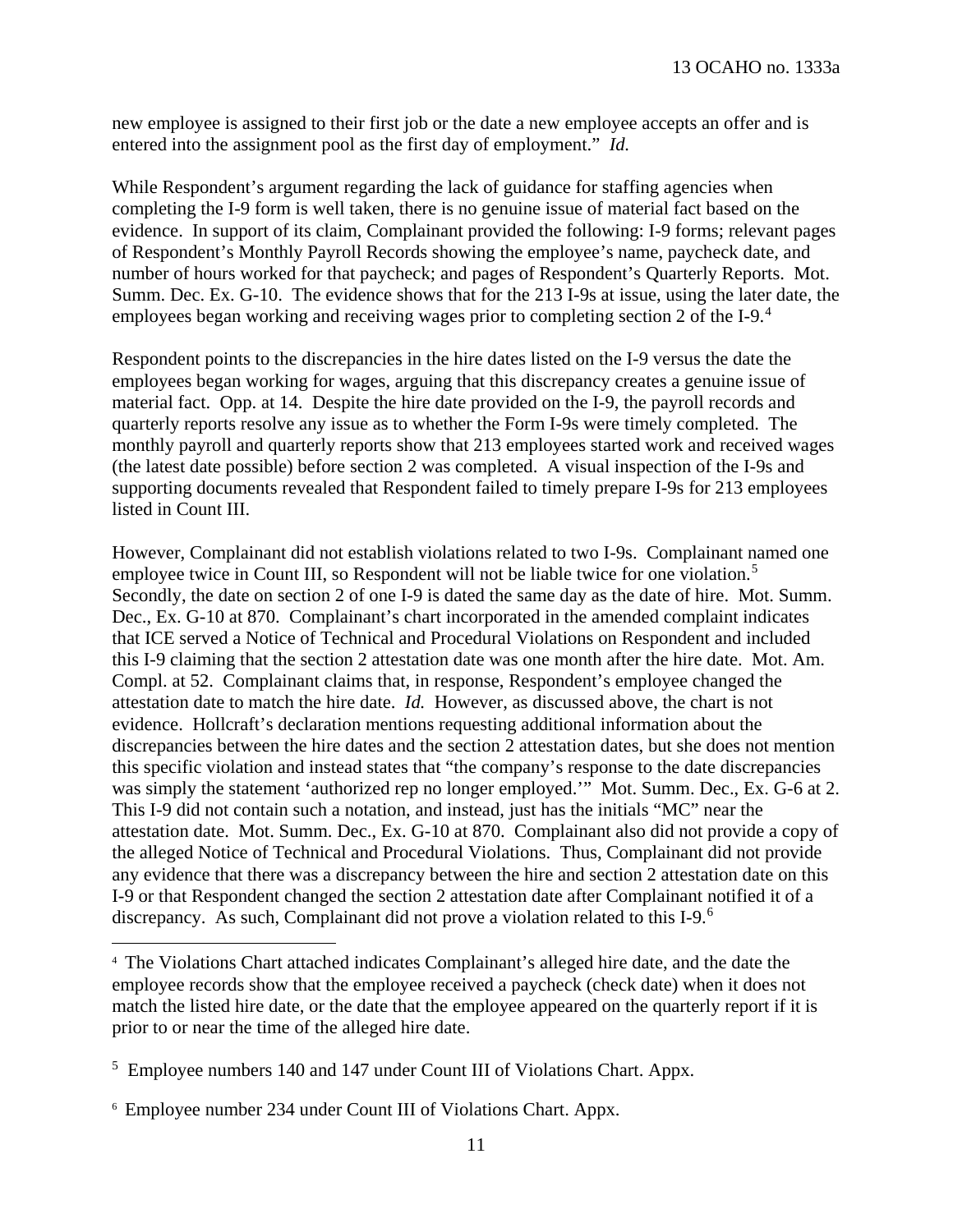new employee is assigned to their first job or the date a new employee accepts an offer and is entered into the assignment pool as the first day of employment." *Id.*

While Respondent's argument regarding the lack of guidance for staffing agencies when completing the I-9 form is well taken, there is no genuine issue of material fact based on the evidence. In support of its claim, Complainant provided the following: I-9 forms; relevant pages of Respondent's Monthly Payroll Records showing the employee's name, paycheck date, and number of hours worked for that paycheck; and pages of Respondent's Quarterly Reports. Mot. Summ. Dec. Ex. G-10. The evidence shows that for the 213 I-9s at issue, using the later date, the employees began working and receiving wages prior to completing section 2 of the I-9.[4]

Respondent points to the discrepancies in the hire dates listed on the I-9 versus the date the employees began working for wages, arguing that this discrepancy creates a genuine issue of material fact. Opp. at 14. Despite the hire date provided on the I-9, the payroll records and quarterly reports resolve any issue as to whether the Form I-9s were timely completed. The monthly payroll and quarterly reports show that 213 employees started work and received wages (the latest date possible) before section 2 was completed. A visual inspection of the I-9s and supporting documents revealed that Respondent failed to timely prepare I-9s for 213 employees listed in Count III.

However, Complainant did not establish violations related to two I-9s. Complainant named one employee twice in Count III, so Respondent will not be liable twice for one violation.[5] Secondly, the date on section 2 of one I-9 is dated the same day as the date of hire. Mot. Summ. Dec., Ex. G-10 at 870. Complainant's chart incorporated in the amended complaint indicates that ICE served a Notice of Technical and Procedural Violations on Respondent and included this I-9 claiming that the section 2 attestation date was one month after the hire date. Mot. Am. Compl. at 52. Complainant claims that, in response, Respondent's employee changed the attestation date to match the hire date. *Id.* However, as discussed above, the chart is not evidence. Hollcraft's declaration mentions requesting additional information about the discrepancies between the hire dates and the section 2 attestation dates, but she does not mention this specific violation and instead states that "the company's response to the date discrepancies was simply the statement 'authorized rep no longer employed.'" Mot. Summ. Dec., Ex. G-6 at 2. This I-9 did not contain such a notation, and instead, just has the initials "MC" near the attestation date. Mot. Summ. Dec., Ex. G-10 at 870. Complainant also did not provide a copy of the alleged Notice of Technical and Procedural Violations. Thus, Complainant did not provide any evidence that there was a discrepancy between the hire and section 2 attestation date on this I-9 or that Respondent changed the section 2 attestation date after Complainant notified it of a discrepancy. As such, Complainant did not prove a violation related to this I-9.[6]

---

[4] The Violations Chart attached indicates Complainant's alleged hire date, and the date the employee records show that the employee received a paycheck (check date) when it does not match the listed hire date, or the date that the employee appeared on the quarterly report if it is prior to or near the time of the alleged hire date.

[5] Employee numbers 140 and 147 under Count III of Violations Chart. Appx.

[6] Employee number 234 under Count III of Violations Chart. Appx.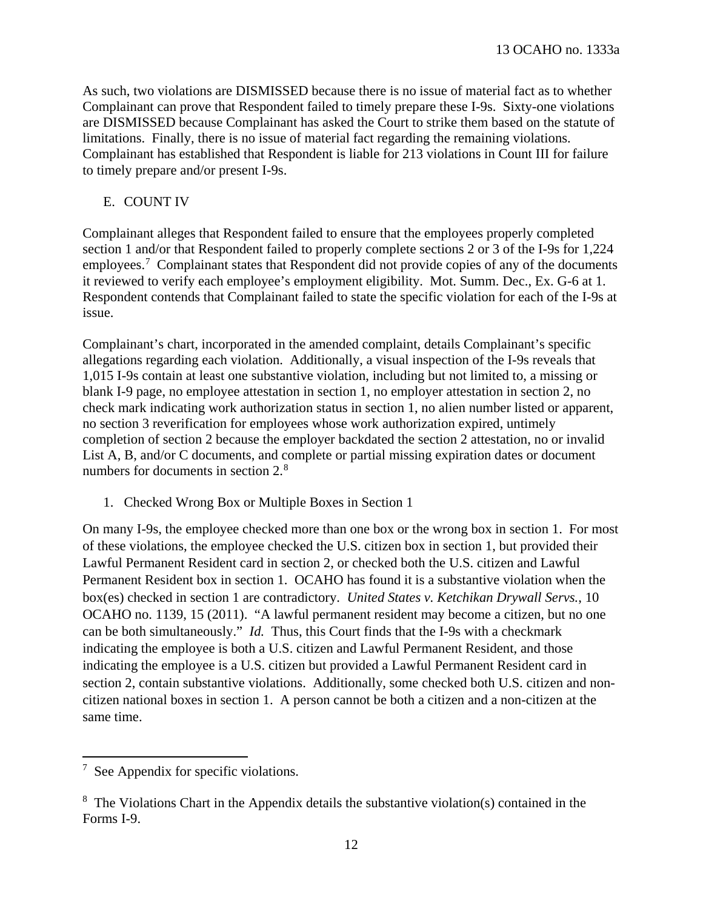As such, two violations are DISMISSED because there is no issue of material fact as to whether Complainant can prove that Respondent failed to timely prepare these I-9s. Sixty-one violations are DISMISSED because Complainant has asked the Court to strike them based on the statute of limitations. Finally, there is no issue of material fact regarding the remaining violations. Complainant has established that Respondent is liable for 213 violations in Count III for failure to timely prepare and/or present I-9s.

### E. COUNT IV

Complainant alleges that Respondent failed to ensure that the employees properly completed section 1 and/or that Respondent failed to properly complete sections 2 or 3 of the I-9s for 1,224 employees.[7] Complainant states that Respondent did not provide copies of any of the documents it reviewed to verify each employee's employment eligibility. Mot. Summ. Dec., Ex. G-6 at 1. Respondent contends that Complainant failed to state the specific violation for each of the I-9s at issue.

Complainant's chart, incorporated in the amended complaint, details Complainant's specific allegations regarding each violation. Additionally, a visual inspection of the I-9s reveals that 1,015 I-9s contain at least one substantive violation, including but not limited to, a missing or blank I-9 page, no employee attestation in section 1, no employer attestation in section 2, no check mark indicating work authorization status in section 1, no alien number listed or apparent, no section 3 reverification for employees whose work authorization expired, untimely completion of section 2 because the employer backdated the section 2 attestation, no or invalid List A, B, and/or C documents, and complete or partial missing expiration dates or document numbers for documents in section 2.[8]

#### 1. Checked Wrong Box or Multiple Boxes in Section 1

On many I-9s, the employee checked more than one box or the wrong box in section 1. For most of these violations, the employee checked the U.S. citizen box in section 1, but provided their Lawful Permanent Resident card in section 2, or checked both the U.S. citizen and Lawful Permanent Resident box in section 1. OCAHO has found it is a substantive violation when the box(es) checked in section 1 are contradictory. *United States v. Ketchikan Drywall Servs.*, 10 OCAHO no. 1139, 15 (2011). "A lawful permanent resident may become a citizen, but no one can be both simultaneously." *Id.* Thus, this Court finds that the I-9s with a checkmark indicating the employee is both a U.S. citizen and Lawful Permanent Resident, and those indicating the employee is a U.S. citizen but provided a Lawful Permanent Resident card in section 2, contain substantive violations. Additionally, some checked both U.S. citizen and non-citizen national boxes in section 1. A person cannot be both a citizen and a non-citizen at the same time.

---

[7] See Appendix for specific violations.

[8] The Violations Chart in the Appendix details the substantive violation(s) contained in the Forms I-9.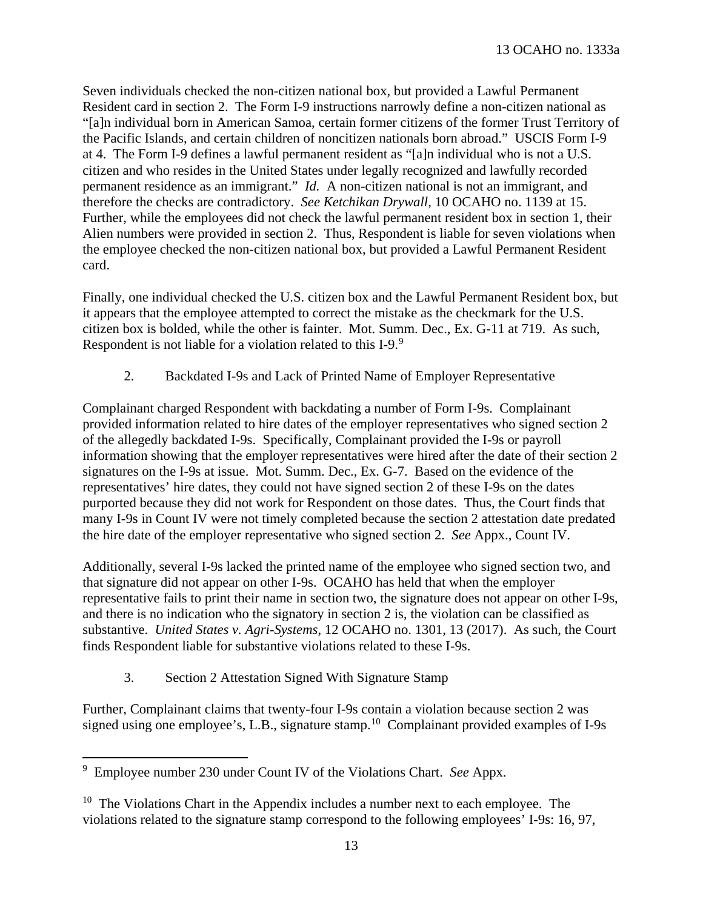Seven individuals checked the non-citizen national box, but provided a Lawful Permanent Resident card in section 2. The Form I-9 instructions narrowly define a non-citizen national as "[a]n individual born in American Samoa, certain former citizens of the former Trust Territory of the Pacific Islands, and certain children of noncitizen nationals born abroad." USCIS Form I-9 at 4. The Form I-9 defines a lawful permanent resident as "[a]n individual who is not a U.S. citizen and who resides in the United States under legally recognized and lawfully recorded permanent residence as an immigrant." *Id.* A non-citizen national is not an immigrant, and therefore the checks are contradictory. *See Ketchikan Drywall*, 10 OCAHO no. 1139 at 15. Further, while the employees did not check the lawful permanent resident box in section 1, their Alien numbers were provided in section 2. Thus, Respondent is liable for seven violations when the employee checked the non-citizen national box, but provided a Lawful Permanent Resident card.

Finally, one individual checked the U.S. citizen box and the Lawful Permanent Resident box, but it appears that the employee attempted to correct the mistake as the checkmark for the U.S. citizen box is bolded, while the other is fainter. Mot. Summ. Dec., Ex. G-11 at 719. As such, Respondent is not liable for a violation related to this I-9.[9]

2. Backdated I-9s and Lack of Printed Name of Employer Representative

Complainant charged Respondent with backdating a number of Form I-9s. Complainant provided information related to hire dates of the employer representatives who signed section 2 of the allegedly backdated I-9s. Specifically, Complainant provided the I-9s or payroll information showing that the employer representatives were hired after the date of their section 2 signatures on the I-9s at issue. Mot. Summ. Dec., Ex. G-7. Based on the evidence of the representatives' hire dates, they could not have signed section 2 of these I-9s on the dates purported because they did not work for Respondent on those dates. Thus, the Court finds that many I-9s in Count IV were not timely completed because the section 2 attestation date predated the hire date of the employer representative who signed section 2. *See* Appx., Count IV.

Additionally, several I-9s lacked the printed name of the employee who signed section two, and that signature did not appear on other I-9s. OCAHO has held that when the employer representative fails to print their name in section two, the signature does not appear on other I-9s, and there is no indication who the signatory in section 2 is, the violation can be classified as substantive. *United States v. Agri-Systems*, 12 OCAHO no. 1301, 13 (2017). As such, the Court finds Respondent liable for substantive violations related to these I-9s.

3. Section 2 Attestation Signed With Signature Stamp

Further, Complainant claims that twenty-four I-9s contain a violation because section 2 was signed using one employee's, L.B., signature stamp.[10] Complainant provided examples of I-9s

---

[9] Employee number 230 under Count IV of the Violations Chart. *See* Appx.

[10] The Violations Chart in the Appendix includes a number next to each employee. The violations related to the signature stamp correspond to the following employees' I-9s: 16, 97,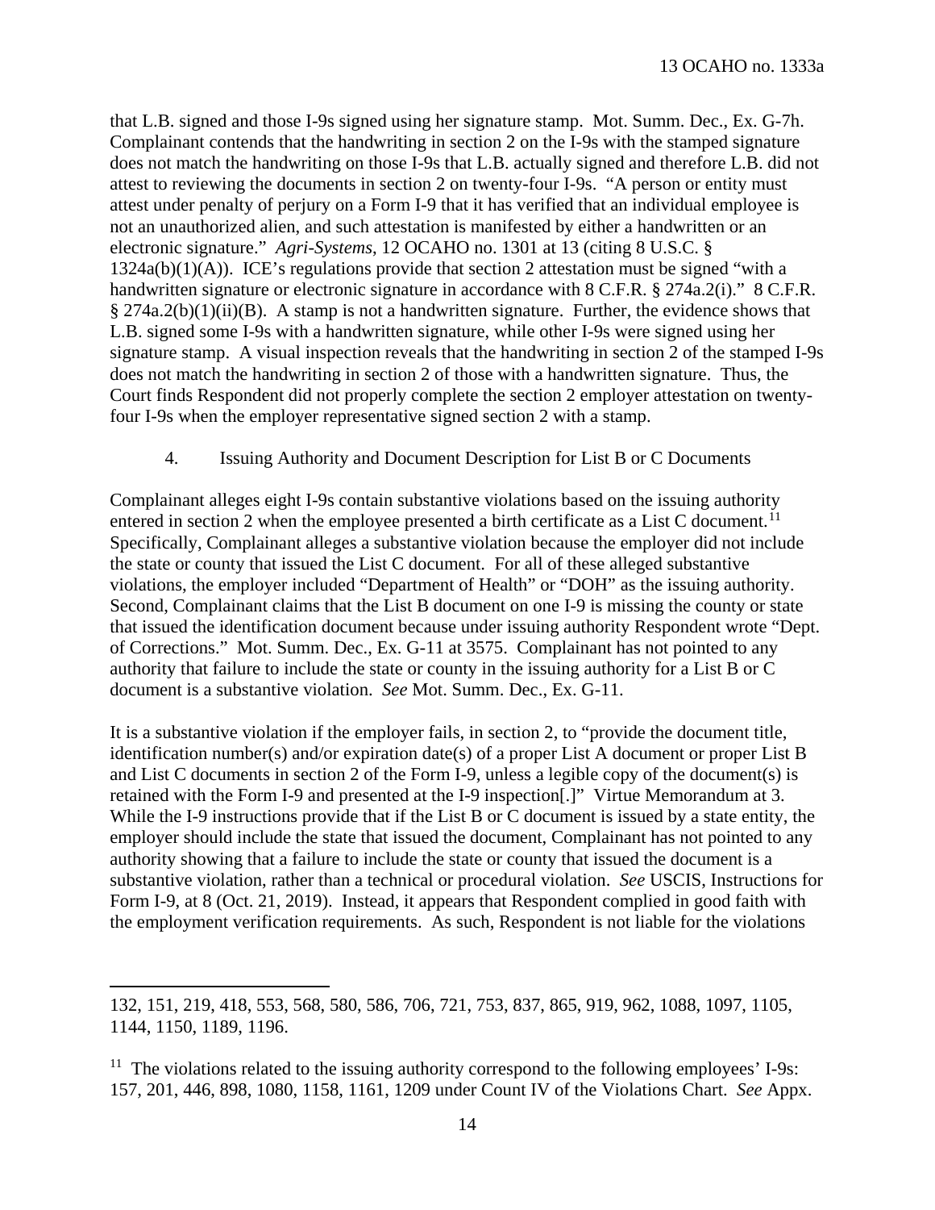that L.B. signed and those I-9s signed using her signature stamp. Mot. Summ. Dec., Ex. G-7h. Complainant contends that the handwriting in section 2 on the I-9s with the stamped signature does not match the handwriting on those I-9s that L.B. actually signed and therefore L.B. did not attest to reviewing the documents in section 2 on twenty-four I-9s. "A person or entity must attest under penalty of perjury on a Form I-9 that it has verified that an individual employee is not an unauthorized alien, and such attestation is manifested by either a handwritten or an electronic signature." *Agri-Systems*, 12 OCAHO no. 1301 at 13 (citing 8 U.S.C. § 1324a(b)(1)(A)). ICE's regulations provide that section 2 attestation must be signed "with a handwritten signature or electronic signature in accordance with 8 C.F.R. § 274a.2(i)." 8 C.F.R. § 274a.2(b)(1)(ii)(B). A stamp is not a handwritten signature. Further, the evidence shows that L.B. signed some I-9s with a handwritten signature, while other I-9s were signed using her signature stamp. A visual inspection reveals that the handwriting in section 2 of the stamped I-9s does not match the handwriting in section 2 of those with a handwritten signature. Thus, the Court finds Respondent did not properly complete the section 2 employer attestation on twenty-four I-9s when the employer representative signed section 2 with a stamp.

4. Issuing Authority and Document Description for List B or C Documents

Complainant alleges eight I-9s contain substantive violations based on the issuing authority entered in section 2 when the employee presented a birth certificate as a List C document.[11] Specifically, Complainant alleges a substantive violation because the employer did not include the state or county that issued the List C document. For all of these alleged substantive violations, the employer included "Department of Health" or "DOH" as the issuing authority. Second, Complainant claims that the List B document on one I-9 is missing the county or state that issued the identification document because under issuing authority Respondent wrote "Dept. of Corrections." Mot. Summ. Dec., Ex. G-11 at 3575. Complainant has not pointed to any authority that failure to include the state or county in the issuing authority for a List B or C document is a substantive violation. *See* Mot. Summ. Dec., Ex. G-11.

It is a substantive violation if the employer fails, in section 2, to "provide the document title, identification number(s) and/or expiration date(s) of a proper List A document or proper List B and List C documents in section 2 of the Form I-9, unless a legible copy of the document(s) is retained with the Form I-9 and presented at the I-9 inspection[.]" Virtue Memorandum at 3. While the I-9 instructions provide that if the List B or C document is issued by a state entity, the employer should include the state that issued the document, Complainant has not pointed to any authority showing that a failure to include the state or county that issued the document is a substantive violation, rather than a technical or procedural violation. *See* USCIS, Instructions for Form I-9, at 8 (Oct. 21, 2019). Instead, it appears that Respondent complied in good faith with the employment verification requirements. As such, Respondent is not liable for the violations

---

132, 151, 219, 418, 553, 568, 580, 586, 706, 721, 753, 837, 865, 919, 962, 1088, 1097, 1105, 1144, 1150, 1189, 1196.

[11] The violations related to the issuing authority correspond to the following employees' I-9s: 157, 201, 446, 898, 1080, 1158, 1161, 1209 under Count IV of the Violations Chart. *See* Appx.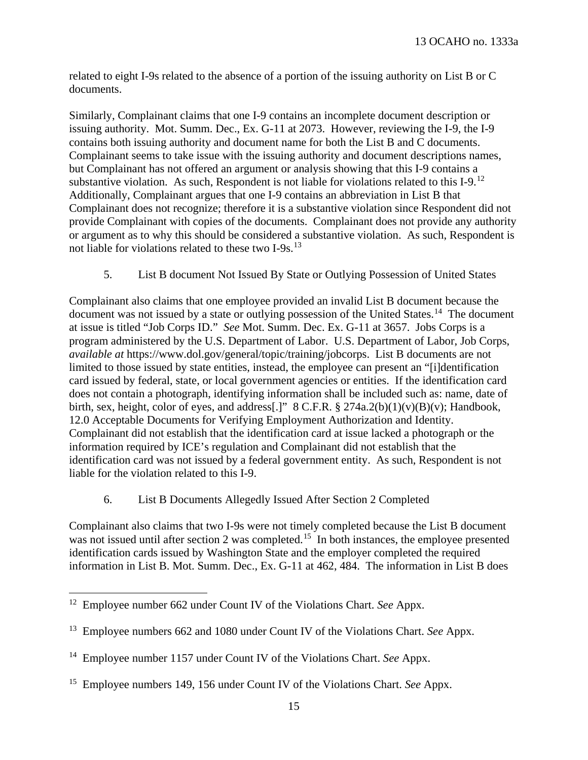related to eight I-9s related to the absence of a portion of the issuing authority on List B or C documents.

Similarly, Complainant claims that one I-9 contains an incomplete document description or issuing authority. Mot. Summ. Dec., Ex. G-11 at 2073. However, reviewing the I-9, the I-9 contains both issuing authority and document name for both the List B and C documents. Complainant seems to take issue with the issuing authority and document descriptions names, but Complainant has not offered an argument or analysis showing that this I-9 contains a substantive violation. As such, Respondent is not liable for violations related to this I-9.[12] Additionally, Complainant argues that one I-9 contains an abbreviation in List B that Complainant does not recognize; therefore it is a substantive violation since Respondent did not provide Complainant with copies of the documents. Complainant does not provide any authority or argument as to why this should be considered a substantive violation. As such, Respondent is not liable for violations related to these two I-9s.[13]

### 5. List B document Not Issued By State or Outlying Possession of United States

Complainant also claims that one employee provided an invalid List B document because the document was not issued by a state or outlying possession of the United States.[14] The document at issue is titled "Job Corps ID." *See* Mot. Summ. Dec. Ex. G-11 at 3657. Jobs Corps is a program administered by the U.S. Department of Labor. U.S. Department of Labor, Job Corps, *available at* https://www.dol.gov/general/topic/training/jobcorps. List B documents are not limited to those issued by state entities, instead, the employee can present an "[i]dentification card issued by federal, state, or local government agencies or entities. If the identification card does not contain a photograph, identifying information shall be included such as: name, date of birth, sex, height, color of eyes, and address[.]" 8 C.F.R. § 274a.2(b)(1)(v)(B)(v); Handbook, 12.0 Acceptable Documents for Verifying Employment Authorization and Identity. Complainant did not establish that the identification card at issue lacked a photograph or the information required by ICE's regulation and Complainant did not establish that the identification card was not issued by a federal government entity. As such, Respondent is not liable for the violation related to this I-9.

### 6. List B Documents Allegedly Issued After Section 2 Completed

Complainant also claims that two I-9s were not timely completed because the List B document was not issued until after section 2 was completed.[15] In both instances, the employee presented identification cards issued by Washington State and the employer completed the required information in List B. Mot. Summ. Dec., Ex. G-11 at 462, 484. The information in List B does

---

[12] Employee number 662 under Count IV of the Violations Chart. *See* Appx.

[13] Employee numbers 662 and 1080 under Count IV of the Violations Chart. *See* Appx.

[14] Employee number 1157 under Count IV of the Violations Chart. *See* Appx.

[15] Employee numbers 149, 156 under Count IV of the Violations Chart. *See* Appx.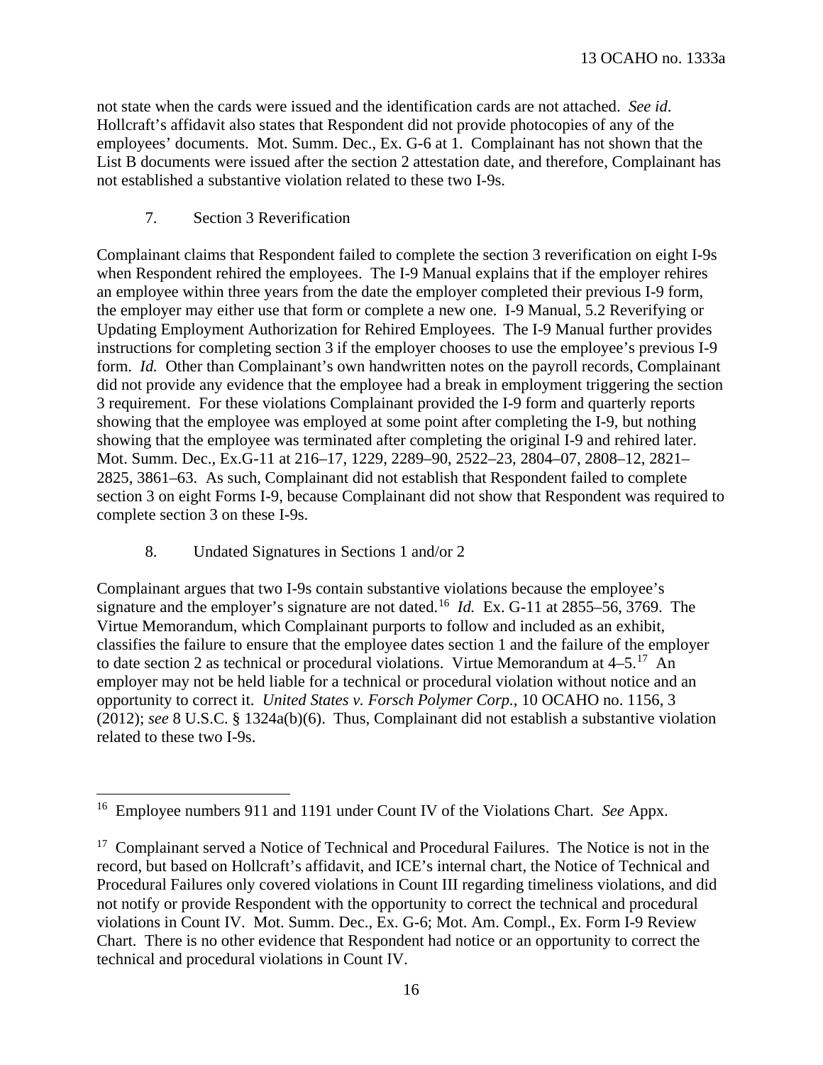not state when the cards were issued and the identification cards are not attached. *See id.* Hollcraft's affidavit also states that Respondent did not provide photocopies of any of the employees' documents. Mot. Summ. Dec., Ex. G-6 at 1. Complainant has not shown that the List B documents were issued after the section 2 attestation date, and therefore, Complainant has not established a substantive violation related to these two I-9s.

7. Section 3 Reverification

Complainant claims that Respondent failed to complete the section 3 reverification on eight I-9s when Respondent rehired the employees. The I-9 Manual explains that if the employer rehires an employee within three years from the date the employer completed their previous I-9 form, the employer may either use that form or complete a new one. I-9 Manual, 5.2 Reverifying or Updating Employment Authorization for Rehired Employees. The I-9 Manual further provides instructions for completing section 3 if the employer chooses to use the employee's previous I-9 form. *Id.* Other than Complainant's own handwritten notes on the payroll records, Complainant did not provide any evidence that the employee had a break in employment triggering the section 3 requirement. For these violations Complainant provided the I-9 form and quarterly reports showing that the employee was employed at some point after completing the I-9, but nothing showing that the employee was terminated after completing the original I-9 and rehired later. Mot. Summ. Dec., Ex.G-11 at 216–17, 1229, 2289–90, 2522–23, 2804–07, 2808–12, 2821–2825, 3861–63. As such, Complainant did not establish that Respondent failed to complete section 3 on eight Forms I-9, because Complainant did not show that Respondent was required to complete section 3 on these I-9s.

8. Undated Signatures in Sections 1 and/or 2

Complainant argues that two I-9s contain substantive violations because the employee's signature and the employer's signature are not dated.[16] *Id.* Ex. G-11 at 2855–56, 3769. The Virtue Memorandum, which Complainant purports to follow and included as an exhibit, classifies the failure to ensure that the employee dates section 1 and the failure of the employer to date section 2 as technical or procedural violations. Virtue Memorandum at 4–5.[17] An employer may not be held liable for a technical or procedural violation without notice and an opportunity to correct it. *United States v. Forsch Polymer Corp.*, 10 OCAHO no. 1156, 3 (2012); *see* 8 U.S.C. § 1324a(b)(6). Thus, Complainant did not establish a substantive violation related to these two I-9s.

---

[16] Employee numbers 911 and 1191 under Count IV of the Violations Chart. *See* Appx.

[17] Complainant served a Notice of Technical and Procedural Failures. The Notice is not in the record, but based on Hollcraft's affidavit, and ICE's internal chart, the Notice of Technical and Procedural Failures only covered violations in Count III regarding timeliness violations, and did not notify or provide Respondent with the opportunity to correct the technical and procedural violations in Count IV. Mot. Summ. Dec., Ex. G-6; Mot. Am. Compl., Ex. Form I-9 Review Chart. There is no other evidence that Respondent had notice or an opportunity to correct the technical and procedural violations in Count IV.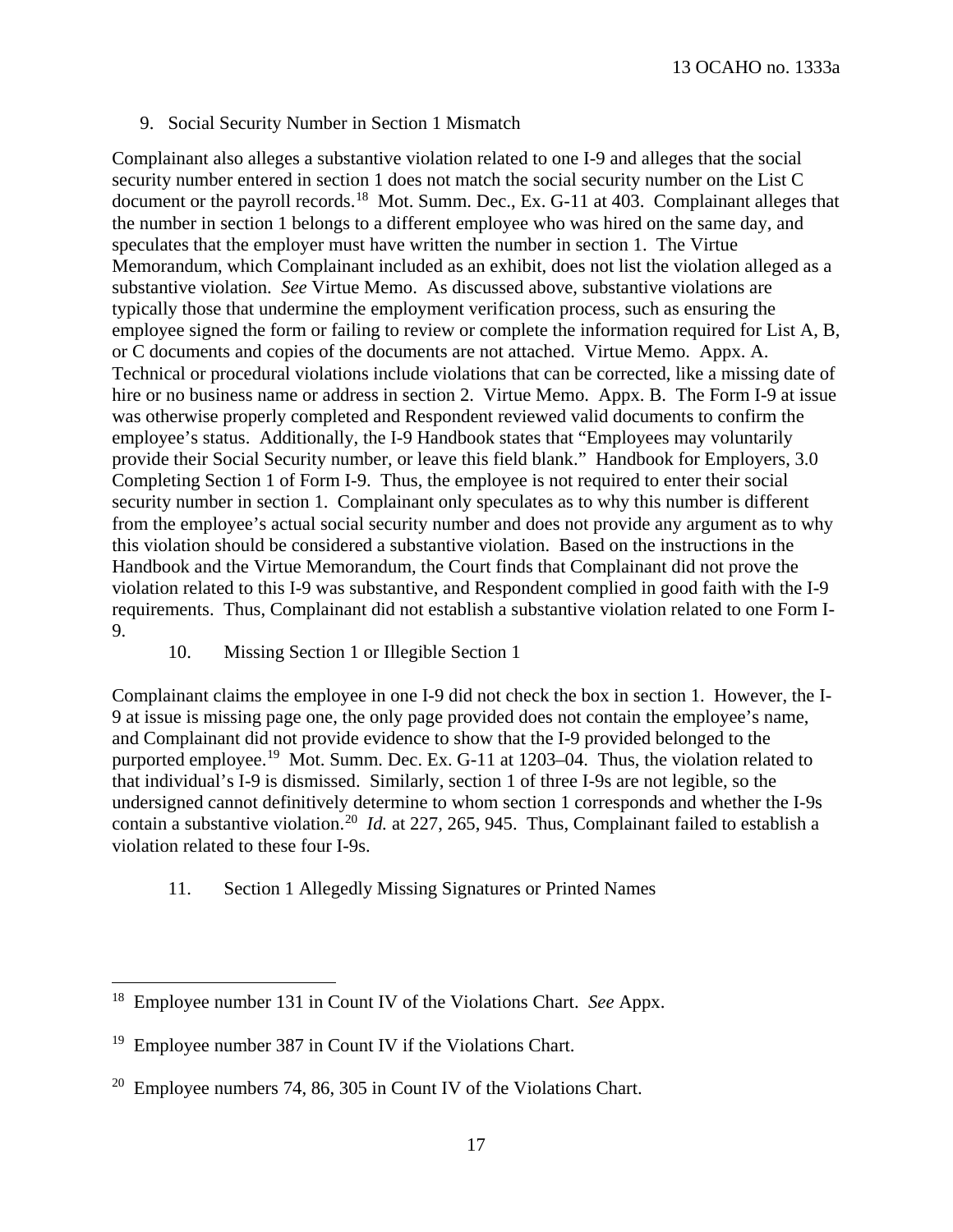9. Social Security Number in Section 1 Mismatch

Complainant also alleges a substantive violation related to one I-9 and alleges that the social security number entered in section 1 does not match the social security number on the List C document or the payroll records.[18] Mot. Summ. Dec., Ex. G-11 at 403. Complainant alleges that the number in section 1 belongs to a different employee who was hired on the same day, and speculates that the employer must have written the number in section 1. The Virtue Memorandum, which Complainant included as an exhibit, does not list the violation alleged as a substantive violation. *See* Virtue Memo. As discussed above, substantive violations are typically those that undermine the employment verification process, such as ensuring the employee signed the form or failing to review or complete the information required for List A, B, or C documents and copies of the documents are not attached. Virtue Memo. Appx. A. Technical or procedural violations include violations that can be corrected, like a missing date of hire or no business name or address in section 2. Virtue Memo. Appx. B. The Form I-9 at issue was otherwise properly completed and Respondent reviewed valid documents to confirm the employee's status. Additionally, the I-9 Handbook states that "Employees may voluntarily provide their Social Security number, or leave this field blank." Handbook for Employers, 3.0 Completing Section 1 of Form I-9. Thus, the employee is not required to enter their social security number in section 1. Complainant only speculates as to why this number is different from the employee's actual social security number and does not provide any argument as to why this violation should be considered a substantive violation. Based on the instructions in the Handbook and the Virtue Memorandum, the Court finds that Complainant did not prove the violation related to this I-9 was substantive, and Respondent complied in good faith with the I-9 requirements. Thus, Complainant did not establish a substantive violation related to one Form I-9.

10. Missing Section 1 or Illegible Section 1

Complainant claims the employee in one I-9 did not check the box in section 1. However, the I-9 at issue is missing page one, the only page provided does not contain the employee's name, and Complainant did not provide evidence to show that the I-9 provided belonged to the purported employee.[19] Mot. Summ. Dec. Ex. G-11 at 1203–04. Thus, the violation related to that individual's I-9 is dismissed. Similarly, section 1 of three I-9s are not legible, so the undersigned cannot definitively determine to whom section 1 corresponds and whether the I-9s contain a substantive violation.[20] *Id.* at 227, 265, 945. Thus, Complainant failed to establish a violation related to these four I-9s.

11. Section 1 Allegedly Missing Signatures or Printed Names

---

[18] Employee number 131 in Count IV of the Violations Chart. *See* Appx.

[19] Employee number 387 in Count IV if the Violations Chart.

[20] Employee numbers 74, 86, 305 in Count IV of the Violations Chart.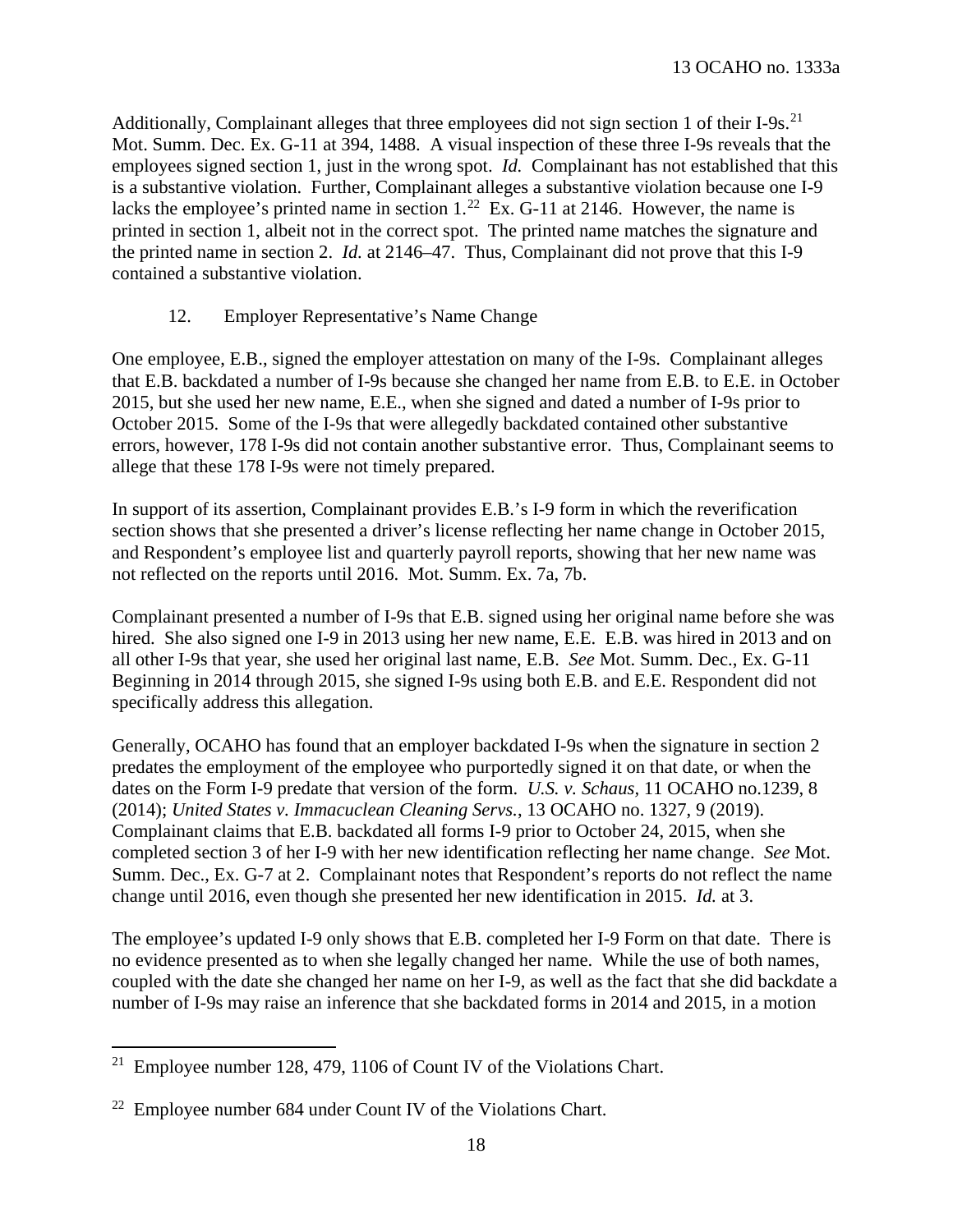Additionally, Complainant alleges that three employees did not sign section 1 of their I-9s.[21] Mot. Summ. Dec. Ex. G-11 at 394, 1488. A visual inspection of these three I-9s reveals that the employees signed section 1, just in the wrong spot. *Id.* Complainant has not established that this is a substantive violation. Further, Complainant alleges a substantive violation because one I-9 lacks the employee's printed name in section 1.[22] Ex. G-11 at 2146. However, the name is printed in section 1, albeit not in the correct spot. The printed name matches the signature and the printed name in section 2. *Id.* at 2146–47. Thus, Complainant did not prove that this I-9 contained a substantive violation.

### 12. Employer Representative's Name Change

One employee, E.B., signed the employer attestation on many of the I-9s. Complainant alleges that E.B. backdated a number of I-9s because she changed her name from E.B. to E.E. in October 2015, but she used her new name, E.E., when she signed and dated a number of I-9s prior to October 2015. Some of the I-9s that were allegedly backdated contained other substantive errors, however, 178 I-9s did not contain another substantive error. Thus, Complainant seems to allege that these 178 I-9s were not timely prepared.

In support of its assertion, Complainant provides E.B.'s I-9 form in which the reverification section shows that she presented a driver's license reflecting her name change in October 2015, and Respondent's employee list and quarterly payroll reports, showing that her new name was not reflected on the reports until 2016. Mot. Summ. Ex. 7a, 7b.

Complainant presented a number of I-9s that E.B. signed using her original name before she was hired. She also signed one I-9 in 2013 using her new name, E.E. E.B. was hired in 2013 and on all other I-9s that year, she used her original last name, E.B. *See* Mot. Summ. Dec., Ex. G-11 Beginning in 2014 through 2015, she signed I-9s using both E.B. and E.E. Respondent did not specifically address this allegation.

Generally, OCAHO has found that an employer backdated I-9s when the signature in section 2 predates the employment of the employee who purportedly signed it on that date, or when the dates on the Form I-9 predate that version of the form. *U.S. v. Schaus*, 11 OCAHO no.1239, 8 (2014); *United States v. Immacuclean Cleaning Servs.*, 13 OCAHO no. 1327, 9 (2019). Complainant claims that E.B. backdated all forms I-9 prior to October 24, 2015, when she completed section 3 of her I-9 with her new identification reflecting her name change. *See* Mot. Summ. Dec., Ex. G-7 at 2. Complainant notes that Respondent's reports do not reflect the name change until 2016, even though she presented her new identification in 2015. *Id.* at 3.

The employee's updated I-9 only shows that E.B. completed her I-9 Form on that date. There is no evidence presented as to when she legally changed her name. While the use of both names, coupled with the date she changed her name on her I-9, as well as the fact that she did backdate a number of I-9s may raise an inference that she backdated forms in 2014 and 2015, in a motion

---

[21] Employee number 128, 479, 1106 of Count IV of the Violations Chart.

[22] Employee number 684 under Count IV of the Violations Chart.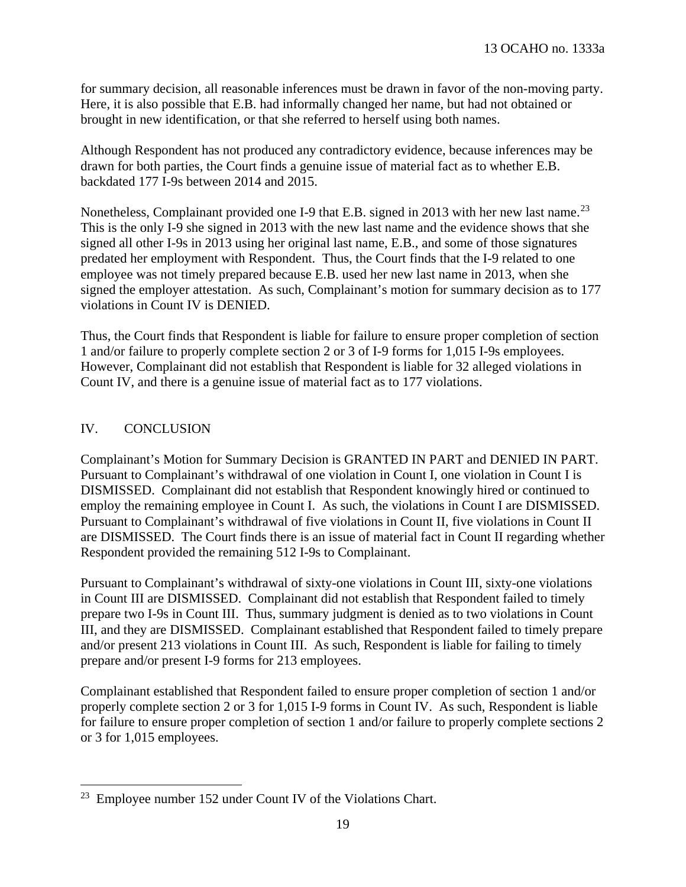for summary decision, all reasonable inferences must be drawn in favor of the non-moving party. Here, it is also possible that E.B. had informally changed her name, but had not obtained or brought in new identification, or that she referred to herself using both names.

Although Respondent has not produced any contradictory evidence, because inferences may be drawn for both parties, the Court finds a genuine issue of material fact as to whether E.B. backdated 177 I-9s between 2014 and 2015.

Nonetheless, Complainant provided one I-9 that E.B. signed in 2013 with her new last name.[23] This is the only I-9 she signed in 2013 with the new last name and the evidence shows that she signed all other I-9s in 2013 using her original last name, E.B., and some of those signatures predated her employment with Respondent. Thus, the Court finds that the I-9 related to one employee was not timely prepared because E.B. used her new last name in 2013, when she signed the employer attestation. As such, Complainant's motion for summary decision as to 177 violations in Count IV is DENIED.

Thus, the Court finds that Respondent is liable for failure to ensure proper completion of section 1 and/or failure to properly complete section 2 or 3 of I-9 forms for 1,015 I-9s employees. However, Complainant did not establish that Respondent is liable for 32 alleged violations in Count IV, and there is a genuine issue of material fact as to 177 violations.

## IV. CONCLUSION

Complainant's Motion for Summary Decision is GRANTED IN PART and DENIED IN PART. Pursuant to Complainant's withdrawal of one violation in Count I, one violation in Count I is DISMISSED. Complainant did not establish that Respondent knowingly hired or continued to employ the remaining employee in Count I. As such, the violations in Count I are DISMISSED. Pursuant to Complainant's withdrawal of five violations in Count II, five violations in Count II are DISMISSED. The Court finds there is an issue of material fact in Count II regarding whether Respondent provided the remaining 512 I-9s to Complainant.

Pursuant to Complainant's withdrawal of sixty-one violations in Count III, sixty-one violations in Count III are DISMISSED. Complainant did not establish that Respondent failed to timely prepare two I-9s in Count III. Thus, summary judgment is denied as to two violations in Count III, and they are DISMISSED. Complainant established that Respondent failed to timely prepare and/or present 213 violations in Count III. As such, Respondent is liable for failing to timely prepare and/or present I-9 forms for 213 employees.

Complainant established that Respondent failed to ensure proper completion of section 1 and/or properly complete section 2 or 3 for 1,015 I-9 forms in Count IV. As such, Respondent is liable for failure to ensure proper completion of section 1 and/or failure to properly complete sections 2 or 3 for 1,015 employees.

---

[23] Employee number 152 under Count IV of the Violations Chart.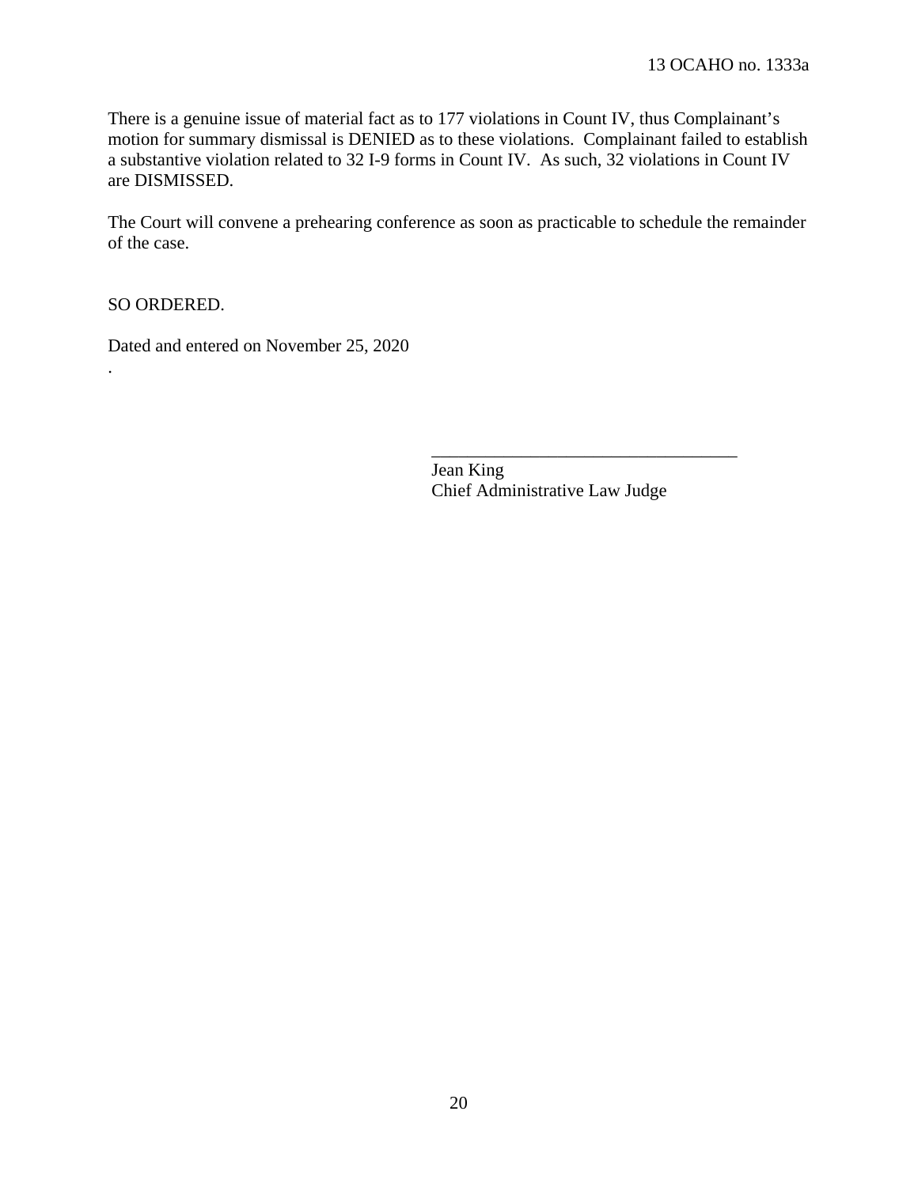There is a genuine issue of material fact as to 177 violations in Count IV, thus Complainant's motion for summary dismissal is DENIED as to these violations. Complainant failed to establish a substantive violation related to 32 I-9 forms in Count IV. As such, 32 violations in Count IV are DISMISSED.

The Court will convene a prehearing conference as soon as practicable to schedule the remainder of the case.

SO ORDERED.

Dated and entered on November 25, 2020

.

\_\_\_\_\_\_\_\_\_\_\_\_\_\_\_\_\_\_\_\_\_\_\_\_\_\_\_\_\_\_\_\_\_\_
Jean King
Chief Administrative Law Judge